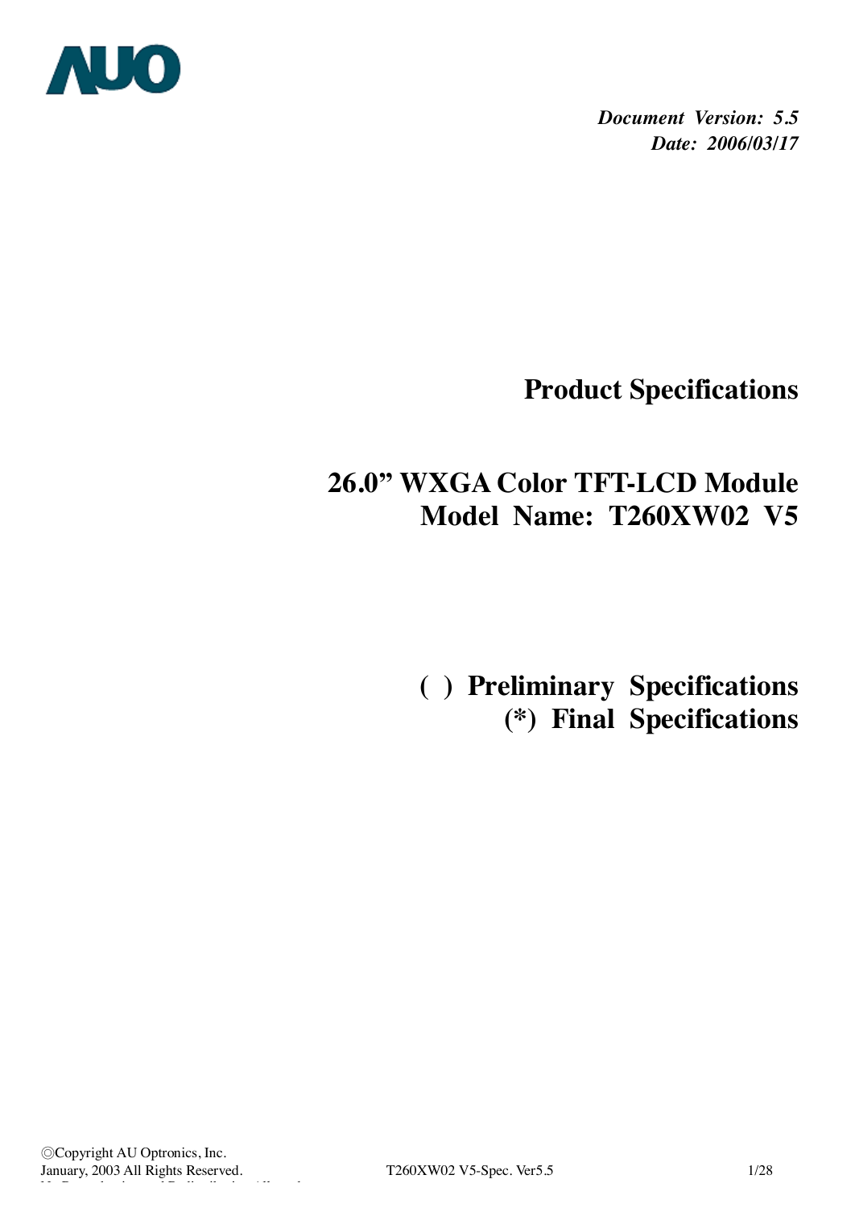*Document Version: 5.5*
*Date: 2006/03/17*

# Product Specifications

## 26.0" WXGA Color TFT-LCD Module
## Model Name: T260XW02 V5

**( ) Preliminary Specifications**
**(*) Final Specifications**

◎Copyright AU Optronics, Inc.
January, 2003 All Rights Reserved.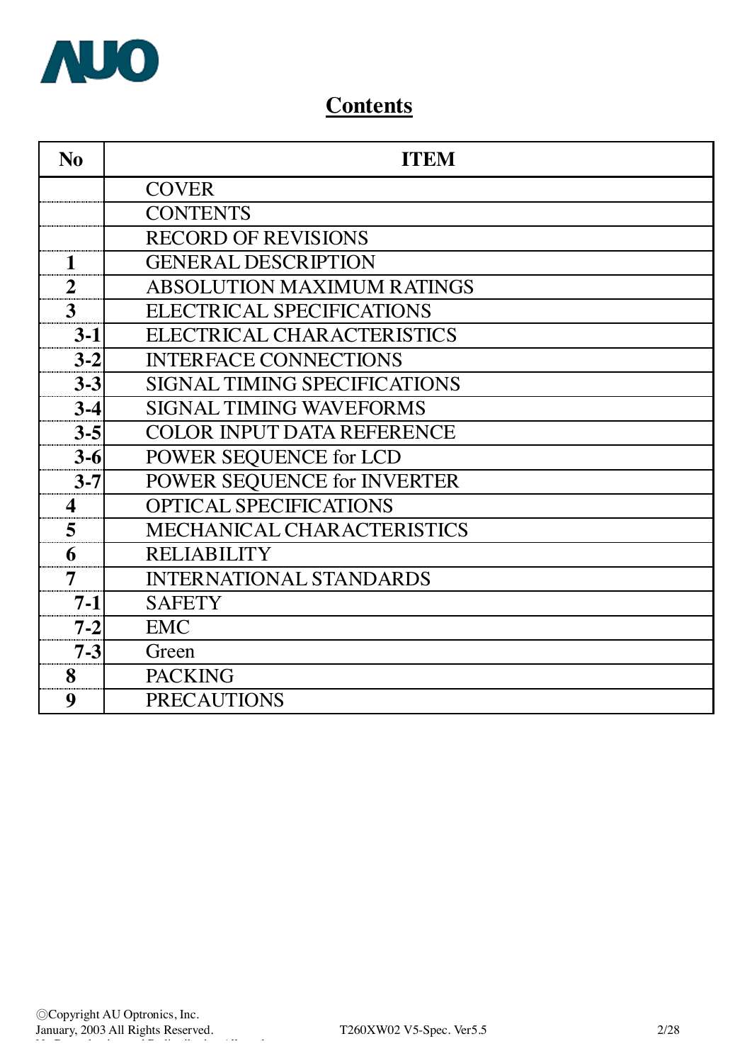# Contents

| No | ITEM |
|---|---|
| | COVER |
| | CONTENTS |
| | RECORD OF REVISIONS |
| **1** | GENERAL DESCRIPTION |
| **2** | ABSOLUTION MAXIMUM RATINGS |
| **3** | ELECTRICAL SPECIFICATIONS |
| **3-1** | ELECTRICAL CHARACTERISTICS |
| **3-2** | INTERFACE CONNECTIONS |
| **3-3** | SIGNAL TIMING SPECIFICATIONS |
| **3-4** | SIGNAL TIMING WAVEFORMS |
| **3-5** | COLOR INPUT DATA REFERENCE |
| **3-6** | POWER SEQUENCE for LCD |
| **3-7** | POWER SEQUENCE for INVERTER |
| **4** | OPTICAL SPECIFICATIONS |
| **5** | MECHANICAL CHARACTERISTICS |
| **6** | RELIABILITY |
| **7** | INTERNATIONAL STANDARDS |
| **7-1** | SAFETY |
| **7-2** | EMC |
| **7-3** | Green |
| **8** | PACKING |
| **9** | PRECAUTIONS |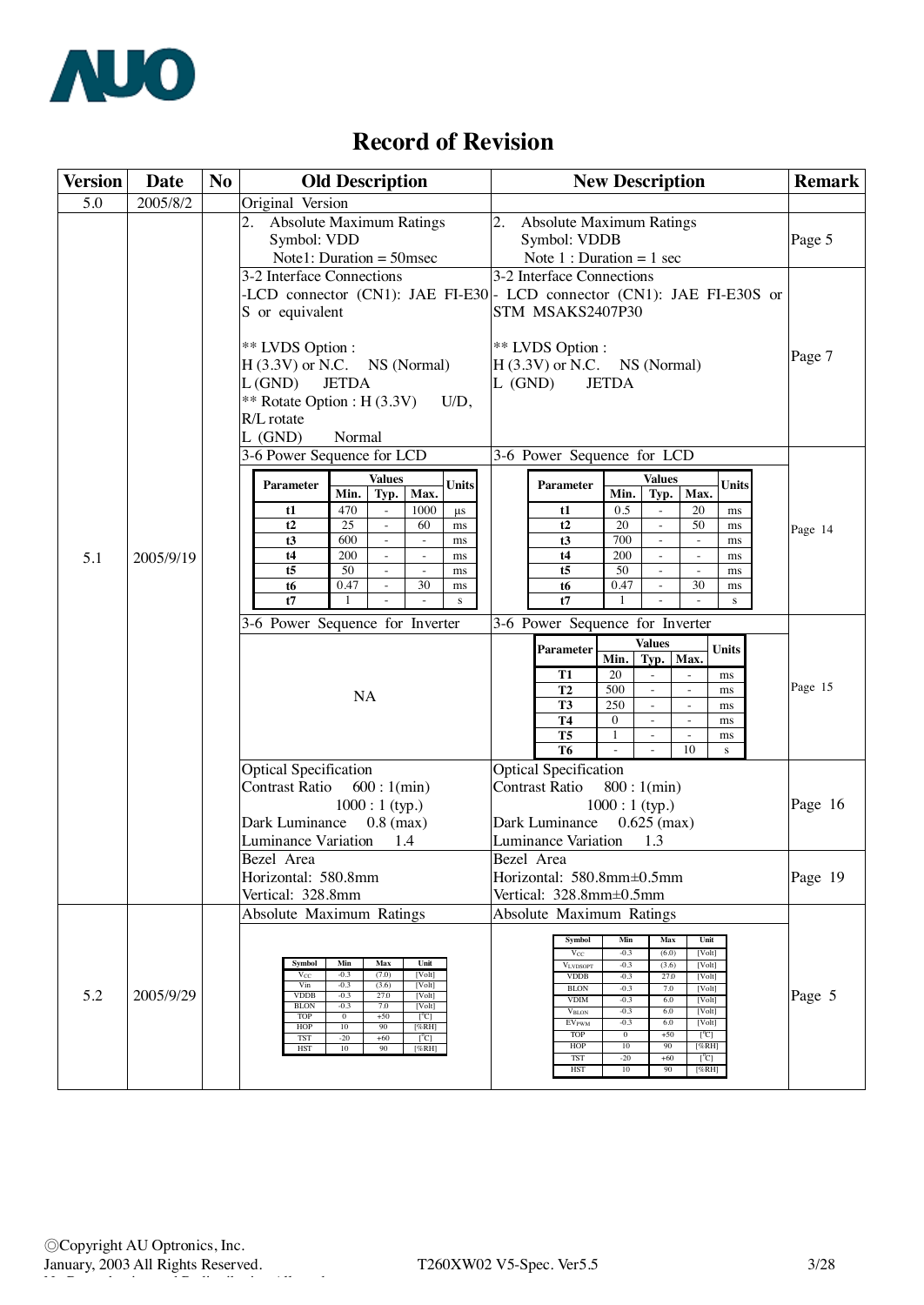# Record of Revision

| Version | Date | No | Old Description | New Description | Remark |
|---|---|---|---|---|---|
| 5.0 | 2005/8/2 | | Original Version | | |
| 5.1 | 2005/9/19 | | 2. Absolute Maximum Ratings<br>Symbol: VDD<br>Note1: Duration = 50msec | 2. Absolute Maximum Ratings<br>Symbol: VDDB<br>Note 1 : Duration = 1 sec | Page 5 |
| | | | 3-2 Interface Connections<br>-LCD connector (CN1): JAE FI-E30S or equivalent<br><br>** LVDS Option :<br>H (3.3V) or N.C. NS (Normal)<br>L (GND) JETDA<br>** Rotate Option : H (3.3V) U/D, R/L rotate<br>L (GND) Normal | 3-2 Interface Connections<br>- LCD connector (CN1): JAE FI-E30S or STM MSAKS2407P30<br><br>** LVDS Option :<br>H (3.3V) or N.C. NS (Normal)<br>L (GND) JETDA | Page 7 |
| | | | 3-6 Power Sequence for LCD<br>Parameter / Min. / Typ. / Max. / Units:<br>t1: 470 / - / 1000 / μs<br>t2: 25 / - / 60 / ms<br>t3: 600 / - / - / ms<br>t4: 200 / - / - / ms<br>t5: 50 / - / - / ms<br>t6: 0.47 / - / 30 / ms<br>t7: 1 / - / - / s | 3-6 Power Sequence for LCD<br>Parameter / Min. / Typ. / Max. / Units:<br>t1: 0.5 / - / 20 / ms<br>t2: 20 / - / 50 / ms<br>t3: 700 / - / - / ms<br>t4: 200 / - / - / ms<br>t5: 50 / - / - / ms<br>t6: 0.47 / - / 30 / ms<br>t7: 1 / - / - / s | Page 14 |
| | | | 3-6 Power Sequence for Inverter<br>NA | 3-6 Power Sequence for Inverter<br>Parameter / Min. / Typ. / Max. / Units:<br>T1: 20 / - / - / ms<br>T2: 500 / - / - / ms<br>T3: 250 / - / - / ms<br>T4: 0 / - / - / ms<br>T5: 1 / - / - / ms<br>T6: - / - / 10 / s | Page 15 |
| | | | Optical Specification<br>Contrast Ratio 600 : 1(min)<br>1000 : 1 (typ.)<br>Dark Luminance 0.8 (max)<br>Luminance Variation 1.4 | Optical Specification<br>Contrast Ratio 800 : 1(min)<br>1000 : 1 (typ.)<br>Dark Luminance 0.625 (max)<br>Luminance Variation 1.3 | Page 16 |
| | | | Bezel Area<br>Horizontal: 580.8mm<br>Vertical: 328.8mm | Bezel Area<br>Horizontal: 580.8mm±0.5mm<br>Vertical: 328.8mm±0.5mm | Page 19 |
| 5.2 | 2005/9/29 | | Absolute Maximum Ratings<br>Symbol / Min / Max / Unit:<br>$V_{CC}$: -0.3 / (7.0) / [Volt]<br>Vin: -0.3 / (3.6) / [Volt]<br>VDDB: -0.3 / 27.0 / [Volt]<br>BLON: -0.3 / 7.0 / [Volt]<br>TOP: 0 / +50 / [°C]<br>HOP: 10 / 90 / [%RH]<br>TST: -20 / +60 / [°C]<br>HST: 10 / 90 / [%RH] | Absolute Maximum Ratings<br>Symbol / Min / Max / Unit:<br>$V_{CC}$: -0.3 / (6.0) / [Volt]<br>$V_{LVDSOPT}$: -0.3 / (3.6) / [Volt]<br>VDDB: -0.3 / 27.0 / [Volt]<br>BLON: -0.3 / 7.0 / [Volt]<br>VDIM: -0.3 / 6.0 / [Volt]<br>$V_{BLON}$: -0.3 / 6.0 / [Volt]<br>$EV_{PWM}$: -0.3 / 6.0 / [Volt]<br>TOP: 0 / +50 / [°C]<br>HOP: 10 / 90 / [%RH]<br>TST: -20 / +60 / [°C]<br>HST: 10 / 90 / [%RH] | Page 5 |

©Copyright AU Optronics, Inc.
January, 2003 All Rights Reserved.
T260XW02 V5-Spec. Ver5.5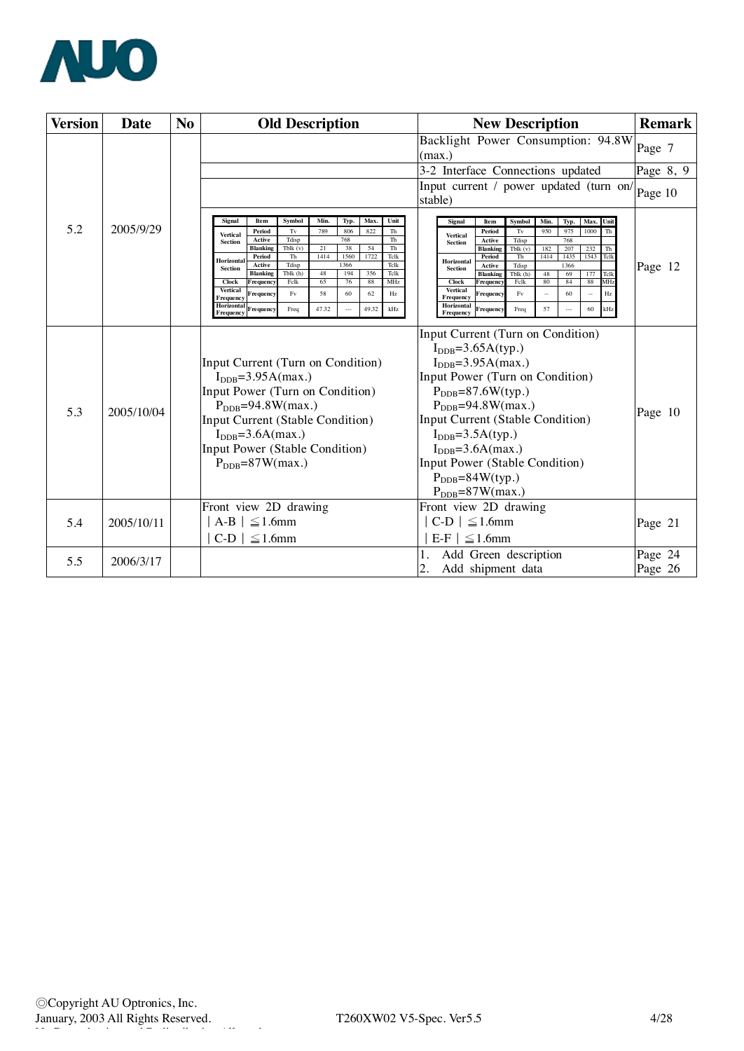| Version | Date | No | Old Description | New Description | Remark |
|---|---|---|---|---|---|
| 5.2 | 2005/9/29 | | | Backlight Power Consumption: 94.8W (max.) | Page 7 |
| | | | | 3-2 Interface Connections updated | Page 8, 9 |
| | | | | Input current / power updated (turn on/ stable) | Page 10 |
| | | | (Old timing table, see below) | (New timing table, see below) | Page 12 |
| 5.3 | 2005/10/04 | | Input Current (Turn on Condition)<br>$I_{DDB}$=3.95A(max.)<br>Input Power (Turn on Condition)<br>$P_{DDB}$=94.8W(max.)<br>Input Current (Stable Condition)<br>$I_{DDB}$=3.6A(max.)<br>Input Power (Stable Condition)<br>$P_{DDB}$=87W(max.) | Input Current (Turn on Condition)<br>$I_{DDB}$=3.65A(typ.)<br>$I_{DDB}$=3.95A(max.)<br>Input Power (Turn on Condition)<br>$P_{DDB}$=87.6W(typ.)<br>$P_{DDB}$=94.8W(max.)<br>Input Current (Stable Condition)<br>$I_{DDB}$=3.5A(typ.)<br>$I_{DDB}$=3.6A(max.)<br>Input Power (Stable Condition)<br>$P_{DDB}$=84W(typ.)<br>$P_{DDB}$=87W(max.) | Page 10 |
| 5.4 | 2005/10/11 | | Front view 2D drawing<br>│A-B│≦1.6mm<br>│C-D│≦1.6mm | Front view 2D drawing<br>│C-D│≦1.6mm<br>│E-F│≦1.6mm | Page 21 |
| 5.5 | 2006/3/17 | | | 1. Add Green description<br>2. Add shipment data | Page 24<br>Page 26 |

Old timing table (Version 5.2):

| Signal | Item | Symbol | Min. | Typ. | Max. | Unit |
|---|---|---|---|---|---|---|
| Vertical Section | Period | Tv | 789 | 806 | 822 | Th |
| | Active | Tdisp | | 768 | | Th |
| | Blanking | Tblk (v) | 21 | 38 | 54 | Th |
| Horizontal Section | Period | Th | 1414 | 1560 | 1722 | Tclk |
| | Active | Tdisp | | 1366 | | Tclk |
| | Blanking | Tblk (h) | 48 | 194 | 356 | Tclk |
| Clock | Frequency | Fclk | 65 | 76 | 88 | MHz |
| Vertical Frequency | Frequency | Fv | 58 | 60 | 62 | Hz |
| Horizontal Frequency | Frequency | Freq | 47.32 | --- | 49.32 | kHz |

New timing table (Version 5.2):

| Signal | Item | Symbol | Min. | Typ. | Max. | Unit |
|---|---|---|---|---|---|---|
| Vertical Section | Period | Tv | 950 | 975 | 1000 | Th |
| | Active | Tdisp | | 768 | | |
| | Blanking | Tblk (v) | 182 | 207 | 232 | Th |
| Horizontal Section | Period | Th | 1414 | 1435 | 1543 | Tclk |
| | Active | Tdisp | | 1366 | | |
| | Blanking | Tblk (h) | 48 | 69 | 177 | Tclk |
| Clock | Frequency | Fclk | 80 | 84 | 88 | MHz |
| Vertical Frequency | Frequency | Fv | -- | 60 | -- | Hz |
| Horizontal Frequency | Frequency | Freq | 57 | --- | 60 | kHz |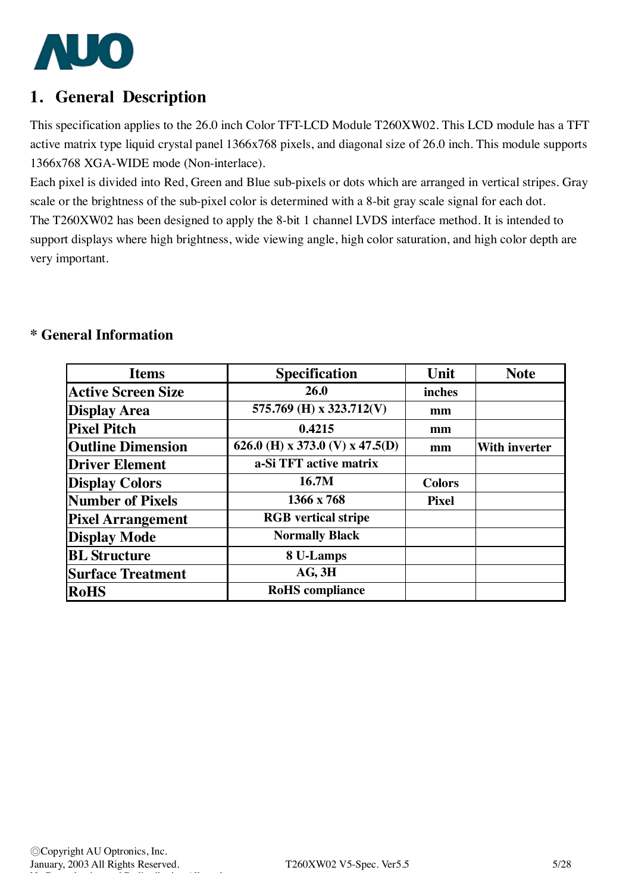# 1. General Description

This specification applies to the 26.0 inch Color TFT-LCD Module T260XW02. This LCD module has a TFT active matrix type liquid crystal panel 1366x768 pixels, and diagonal size of 26.0 inch. This module supports 1366x768 XGA-WIDE mode (Non-interlace).

Each pixel is divided into Red, Green and Blue sub-pixels or dots which are arranged in vertical stripes. Gray scale or the brightness of the sub-pixel color is determined with a 8-bit gray scale signal for each dot.

The T260XW02 has been designed to apply the 8-bit 1 channel LVDS interface method. It is intended to support displays where high brightness, wide viewing angle, high color saturation, and high color depth are very important.

## * General Information

| Items | Specification | Unit | Note |
|---|---|---|---|
| Active Screen Size | 26.0 | inches | |
| Display Area | 575.769 (H) x 323.712(V) | mm | |
| Pixel Pitch | 0.4215 | mm | |
| Outline Dimension | 626.0 (H) x 373.0 (V) x 47.5(D) | mm | With inverter |
| Driver Element | a-Si TFT active matrix | | |
| Display Colors | 16.7M | Colors | |
| Number of Pixels | 1366 x 768 | Pixel | |
| Pixel Arrangement | RGB vertical stripe | | |
| Display Mode | Normally Black | | |
| BL Structure | 8 U-Lamps | | |
| Surface Treatment | AG, 3H | | |
| RoHS | RoHS compliance | | |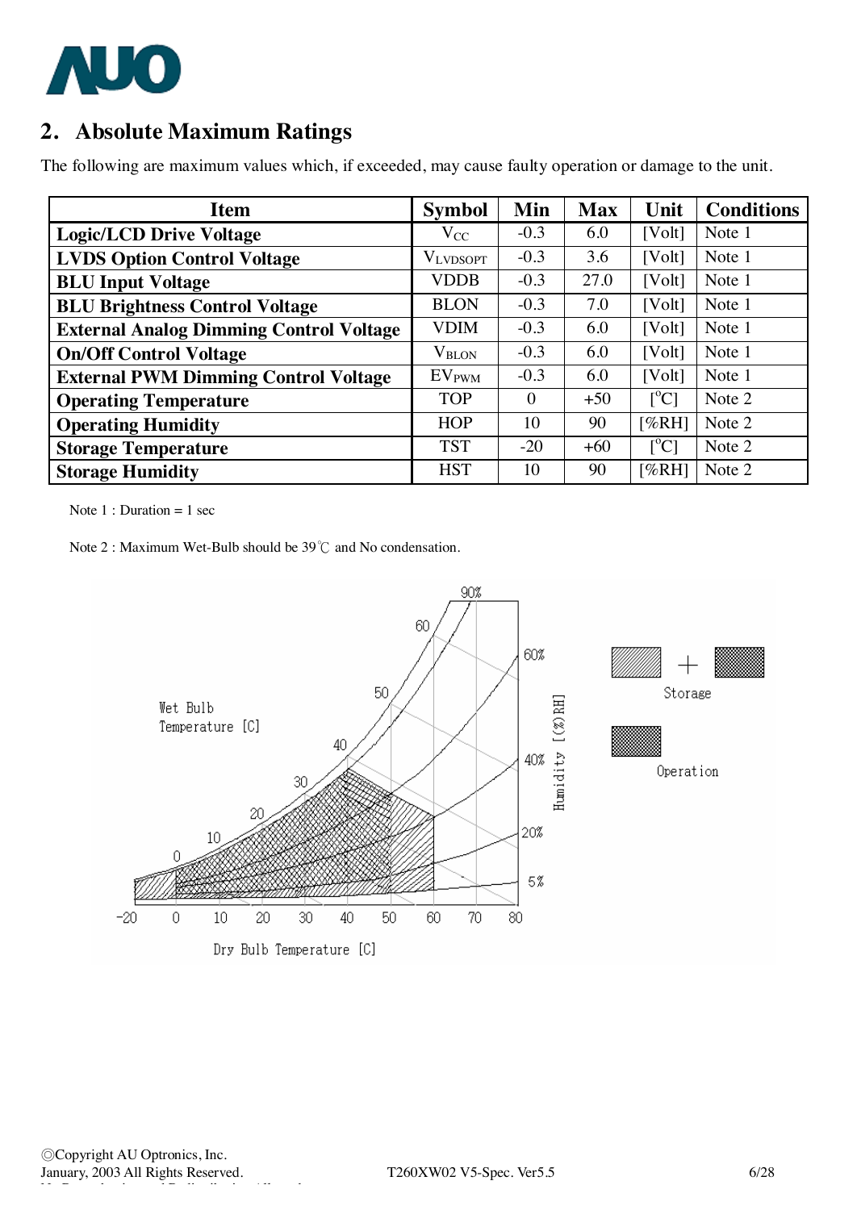## 2. Absolute Maximum Ratings

The following are maximum values which, if exceeded, may cause faulty operation or damage to the unit.

| Item | Symbol | Min | Max | Unit | Conditions |
|---|---|---|---|---|---|
| **Logic/LCD Drive Voltage** | $V_{CC}$ | -0.3 | 6.0 | [Volt] | Note 1 |
| **LVDS Option Control Voltage** | $V_{LVDSOPT}$ | -0.3 | 3.6 | [Volt] | Note 1 |
| **BLU Input Voltage** | VDDB | -0.3 | 27.0 | [Volt] | Note 1 |
| **BLU Brightness Control Voltage** | BLON | -0.3 | 7.0 | [Volt] | Note 1 |
| **External Analog Dimming Control Voltage** | VDIM | -0.3 | 6.0 | [Volt] | Note 1 |
| **On/Off Control Voltage** | $V_{BLON}$ | -0.3 | 6.0 | [Volt] | Note 1 |
| **External PWM Dimming Control Voltage** | $EV_{PWM}$ | -0.3 | 6.0 | [Volt] | Note 1 |
| **Operating Temperature** | TOP | 0 | +50 | [°C] | Note 2 |
| **Operating Humidity** | HOP | 10 | 90 | [%RH] | Note 2 |
| **Storage Temperature** | TST | -20 | +60 | [°C] | Note 2 |
| **Storage Humidity** | HST | 10 | 90 | [%RH] | Note 2 |

Note 1 : Duration = 1 sec

Note 2 : Maximum Wet-Bulb should be 39℃ and No condensation.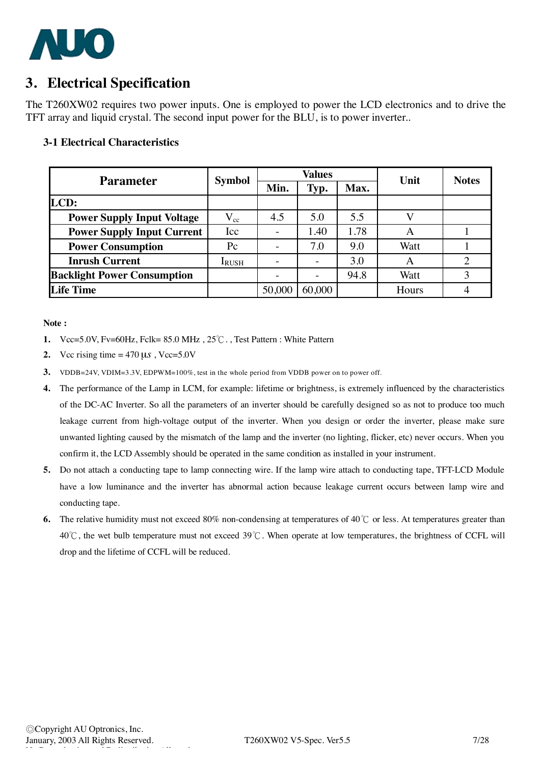# 3. Electrical Specification

The T260XW02 requires two power inputs. One is employed to power the LCD electronics and to drive the TFT array and liquid crystal. The second input power for the BLU, is to power inverter..

## 3-1 Electrical Characteristics

| Parameter | Symbol | Values | | | Unit | Notes |
|---|---|---|---|---|---|---|
| | | Min. | Typ. | Max. | | |
| **LCD:** | | | | | | |
| **Power Supply Input Voltage** | $V_{cc}$ | 4.5 | 5.0 | 5.5 | V | |
| **Power Supply Input Current** | Icc | - | 1.40 | 1.78 | A | 1 |
| **Power Consumption** | Pc | - | 7.0 | 9.0 | Watt | 1 |
| **Inrush Current** | $I_{RUSH}$ | - | - | 3.0 | A | 2 |
| **Backlight Power Consumption** | | - | - | 94.8 | Watt | 3 |
| **Life Time** | | 50,000 | 60,000 | | Hours | 4 |

**Note :**

1. Vcc=5.0V, Fv=60Hz, Fclk= 85.0 MHz , 25℃ . , Test Pattern : White Pattern
2. Vcc rising time = 470 μs , Vcc=5.0V
3. VDDB=24V, VDIM=3.3V, EDPWM=100%, test in the whole period from VDDB power on to power off.
4. The performance of the Lamp in LCM, for example: lifetime or brightness, is extremely influenced by the characteristics of the DC-AC Inverter. So all the parameters of an inverter should be carefully designed so as not to produce too much leakage current from high-voltage output of the inverter. When you design or order the inverter, please make sure unwanted lighting caused by the mismatch of the lamp and the inverter (no lighting, flicker, etc) never occurs. When you confirm it, the LCD Assembly should be operated in the same condition as installed in your instrument.
5. Do not attach a conducting tape to lamp connecting wire. If the lamp wire attach to conducting tape, TFT-LCD Module have a low luminance and the inverter has abnormal action because leakage current occurs between lamp wire and conducting tape.
6. The relative humidity must not exceed 80% non-condensing at temperatures of 40℃ or less. At temperatures greater than 40℃, the wet bulb temperature must not exceed 39℃. When operate at low temperatures, the brightness of CCFL will drop and the lifetime of CCFL will be reduced.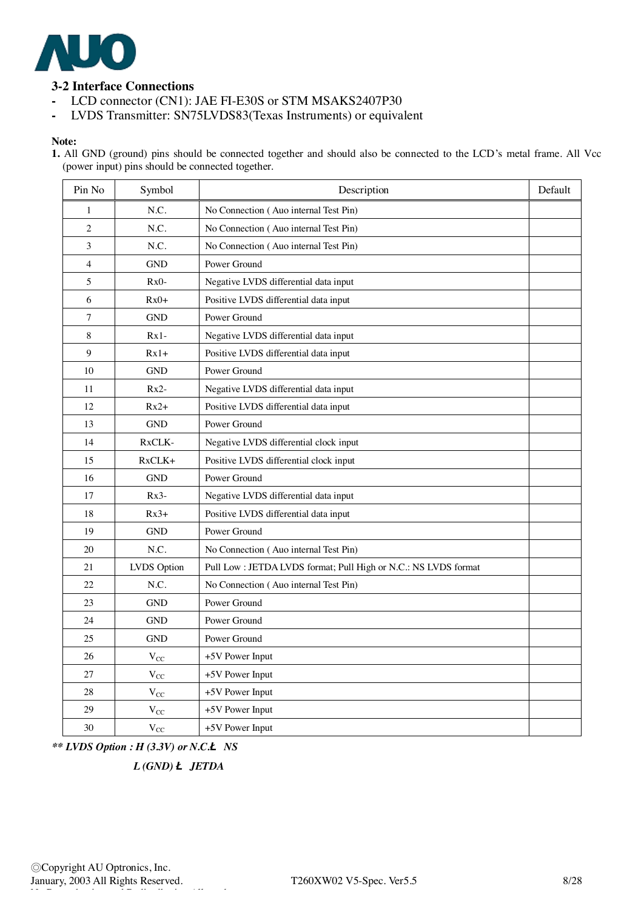### 3-2 Interface Connections

- LCD connector (CN1): JAE FI-E30S or STM MSAKS2407P30
- LVDS Transmitter: SN75LVDS83(Texas Instruments) or equivalent

**Note:**

1. All GND (ground) pins should be connected together and should also be connected to the LCD's metal frame. All Vcc (power input) pins should be connected together.

| Pin No | Symbol | Description | Default |
|---|---|---|---|
| 1 | N.C. | No Connection ( Auo internal Test Pin) | |
| 2 | N.C. | No Connection ( Auo internal Test Pin) | |
| 3 | N.C. | No Connection ( Auo internal Test Pin) | |
| 4 | GND | Power Ground | |
| 5 | Rx0- | Negative LVDS differential data input | |
| 6 | Rx0+ | Positive LVDS differential data input | |
| 7 | GND | Power Ground | |
| 8 | Rx1- | Negative LVDS differential data input | |
| 9 | Rx1+ | Positive LVDS differential data input | |
| 10 | GND | Power Ground | |
| 11 | Rx2- | Negative LVDS differential data input | |
| 12 | Rx2+ | Positive LVDS differential data input | |
| 13 | GND | Power Ground | |
| 14 | RxCLK- | Negative LVDS differential clock input | |
| 15 | RxCLK+ | Positive LVDS differential clock input | |
| 16 | GND | Power Ground | |
| 17 | Rx3- | Negative LVDS differential data input | |
| 18 | Rx3+ | Positive LVDS differential data input | |
| 19 | GND | Power Ground | |
| 20 | N.C. | No Connection ( Auo internal Test Pin) | |
| 21 | LVDS Option | Pull Low : JETDA LVDS format; Pull High or N.C.: NS LVDS format | |
| 22 | N.C. | No Connection ( Auo internal Test Pin) | |
| 23 | GND | Power Ground | |
| 24 | GND | Power Ground | |
| 25 | GND | Power Ground | |
| 26 | $V_{CC}$ | +5V Power Input | |
| 27 | $V_{CC}$ | +5V Power Input | |
| 28 | $V_{CC}$ | +5V Power Input | |
| 29 | $V_{CC}$ | +5V Power Input | |
| 30 | $V_{CC}$ | +5V Power Input | |

***\*\* LVDS Option : H (3.3V) or N.C.Ł NS***

***L (GND) Ł JETDA***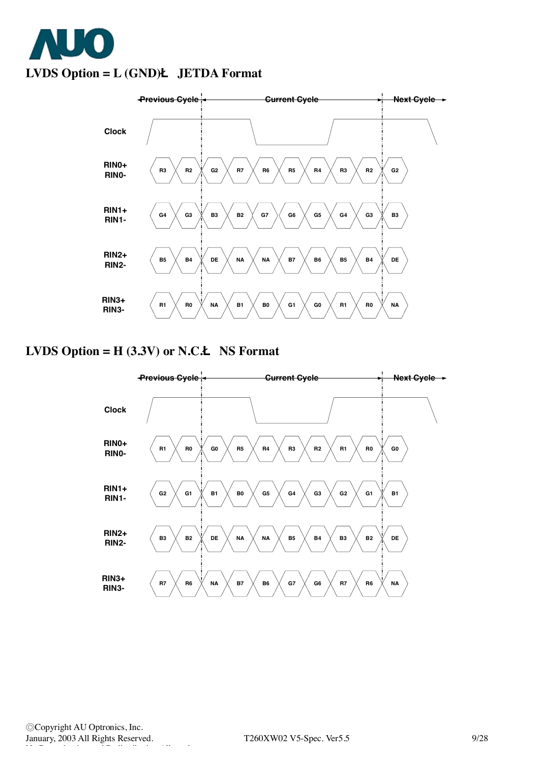## LVDS Option = L (GND)Ł JETDA Format

| Signal | Previous Cycle | | Current Cycle | | | | | | | Next Cycle |
|---|---|---|---|---|---|---|---|---|---|---|
| RIN0+ / RIN0- | R3 | R2 | G2 | R7 | R6 | R5 | R4 | R3 | R2 | G2 |
| RIN1+ / RIN1- | G4 | G3 | B3 | B2 | G7 | G6 | G5 | G4 | G3 | B3 |
| RIN2+ / RIN2- | B5 | B4 | DE | NA | NA | B7 | B6 | B5 | B4 | DE |
| RIN3+ / RIN3- | R1 | R0 | NA | B1 | B0 | G1 | G0 | R1 | R0 | NA |

## LVDS Option = H (3.3V) or N.C.Ł NS Format

| Signal | Previous Cycle | | Current Cycle | | | | | | | Next Cycle |
|---|---|---|---|---|---|---|---|---|---|---|
| RIN0+ / RIN0- | R1 | R0 | G0 | R5 | R4 | R3 | R2 | R1 | R0 | G0 |
| RIN1+ / RIN1- | G2 | G1 | B1 | B0 | G5 | G4 | G3 | G2 | G1 | B1 |
| RIN2+ / RIN2- | B3 | B2 | DE | NA | NA | B5 | B4 | B3 | B2 | DE |
| RIN3+ / RIN3- | R7 | R6 | NA | B7 | B6 | G7 | G6 | R7 | R6 | NA |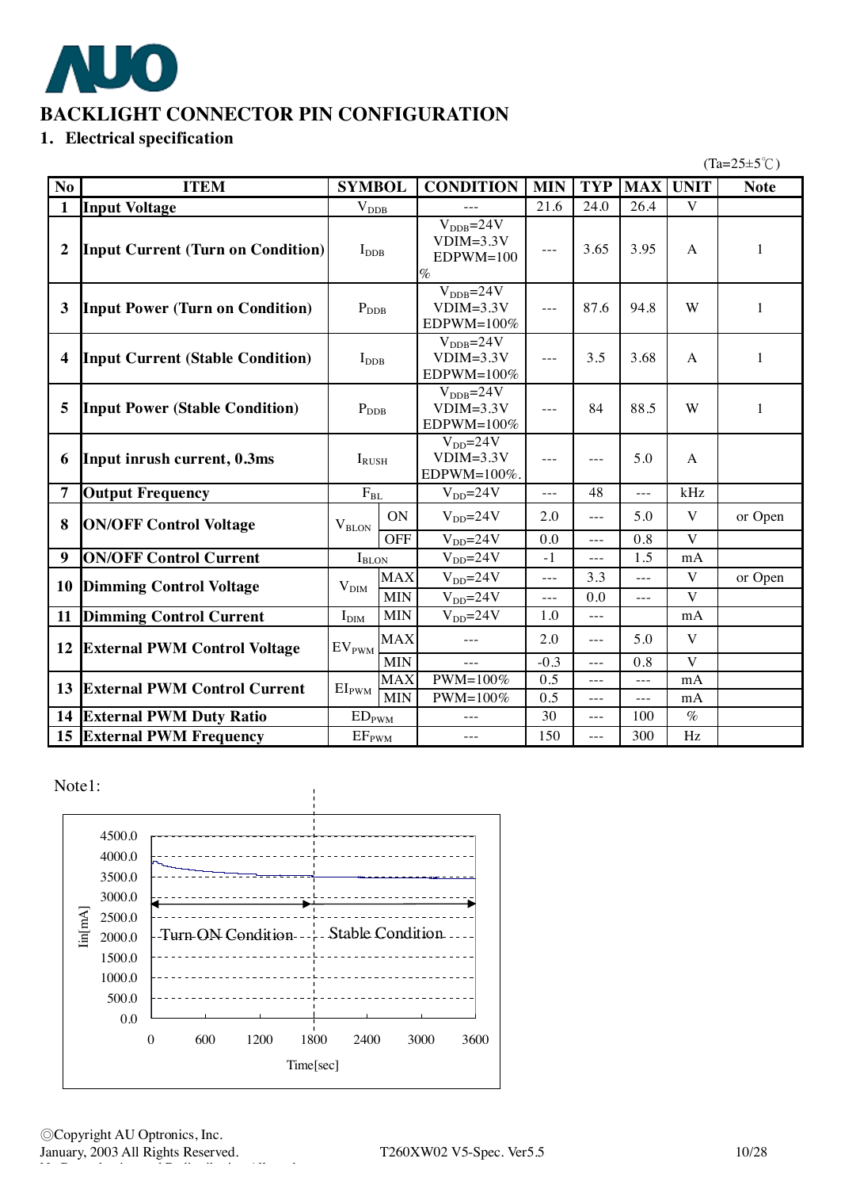# BACKLIGHT CONNECTOR PIN CONFIGURATION

## 1. Electrical specification

(Ta=25±5℃)

| No | ITEM | SYMBOL | | CONDITION | MIN | TYP | MAX | UNIT | Note |
|---|---|---|---|---|---|---|---|---|---|
| 1 | Input Voltage | $V_{DDB}$ | | --- | 21.6 | 24.0 | 26.4 | V | |
| 2 | Input Current (Turn on Condition) | $I_{DDB}$ | | $V_{DDB}$=24V VDIM=3.3V EDPWM=100% | --- | 3.65 | 3.95 | A | 1 |
| 3 | Input Power (Turn on Condition) | $P_{DDB}$ | | $V_{DDB}$=24V VDIM=3.3V EDPWM=100% | --- | 87.6 | 94.8 | W | 1 |
| 4 | Input Current (Stable Condition) | $I_{DDB}$ | | $V_{DDB}$=24V VDIM=3.3V EDPWM=100% | --- | 3.5 | 3.68 | A | 1 |
| 5 | Input Power (Stable Condition) | $P_{DDB}$ | | $V_{DDB}$=24V VDIM=3.3V EDPWM=100% | --- | 84 | 88.5 | W | 1 |
| 6 | Input inrush current, 0.3ms | $I_{RUSH}$ | | $V_{DD}$=24V VDIM=3.3V EDPWM=100%. | --- | --- | 5.0 | A | |
| 7 | Output Frequency | $F_{BL}$ | | $V_{DD}$=24V | --- | 48 | --- | kHz | |
| 8 | ON/OFF Control Voltage | $V_{BLON}$ | ON | $V_{DD}$=24V | 2.0 | --- | 5.0 | V | or Open |
| | | | OFF | $V_{DD}$=24V | 0.0 | --- | 0.8 | V | |
| 9 | ON/OFF Control Current | $I_{BLON}$ | | $V_{DD}$=24V | -1 | --- | 1.5 | mA | |
| 10 | Dimming Control Voltage | $V_{DIM}$ | MAX | $V_{DD}$=24V | --- | 3.3 | --- | V | or Open |
| | | | MIN | $V_{DD}$=24V | --- | 0.0 | --- | V | |
| 11 | Dimming Control Current | $I_{DIM}$ | MIN | $V_{DD}$=24V | 1.0 | --- | | mA | |
| 12 | External PWM Control Voltage | $EV_{PWM}$ | MAX | --- | 2.0 | --- | 5.0 | V | |
| | | | MIN | --- | -0.3 | --- | 0.8 | V | |
| 13 | External PWM Control Current | $EI_{PWM}$ | MAX | PWM=100% | 0.5 | --- | --- | mA | |
| | | | MIN | PWM=100% | 0.5 | --- | --- | mA | |
| 14 | External PWM Duty Ratio | $ED_{PWM}$ | | --- | 30 | --- | 100 | % | |
| 15 | External PWM Frequency | $EF_{PWM}$ | | --- | 150 | --- | 300 | Hz | |

Note1:

Chart: Iin[mA] (0.0 to 4500.0) vs Time[sec] (0 to 3600); Turn ON Condition (0–1800 sec), Stable Condition (1800–3600 sec).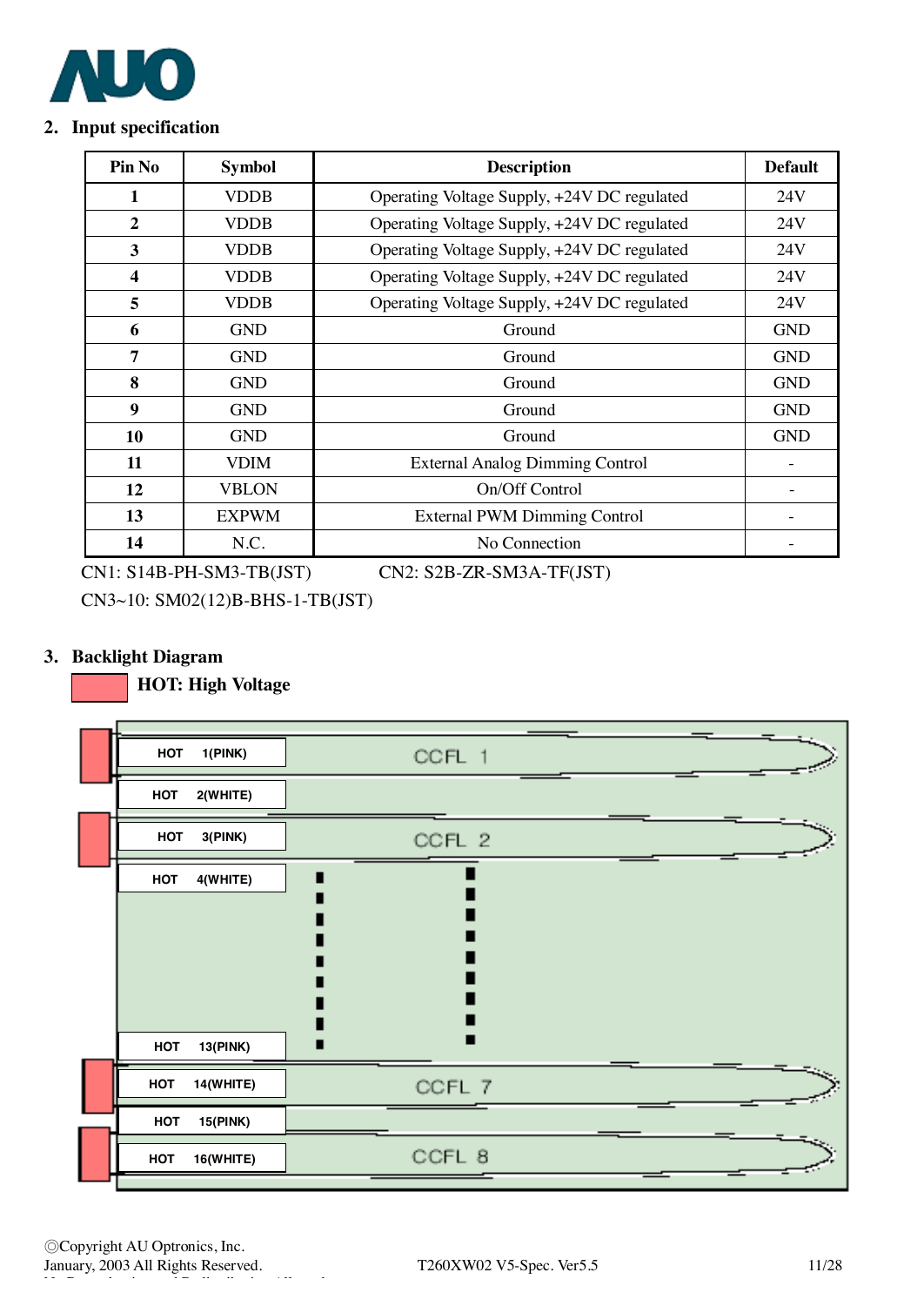## 2. Input specification

| Pin No | Symbol | Description | Default |
|---|---|---|---|
| 1 | VDDB | Operating Voltage Supply, +24V DC regulated | 24V |
| 2 | VDDB | Operating Voltage Supply, +24V DC regulated | 24V |
| 3 | VDDB | Operating Voltage Supply, +24V DC regulated | 24V |
| 4 | VDDB | Operating Voltage Supply, +24V DC regulated | 24V |
| 5 | VDDB | Operating Voltage Supply, +24V DC regulated | 24V |
| 6 | GND | Ground | GND |
| 7 | GND | Ground | GND |
| 8 | GND | Ground | GND |
| 9 | GND | Ground | GND |
| 10 | GND | Ground | GND |
| 11 | VDIM | External Analog Dimming Control | - |
| 12 | VBLON | On/Off Control | - |
| 13 | EXPWM | External PWM Dimming Control | - |
| 14 | N.C. | No Connection | - |

CN1: S14B-PH-SM3-TB(JST) CN2: S2B-ZR-SM3A-TF(JST)

CN3~10: SM02(12)B-BHS-1-TB(JST)

## 3. Backlight Diagram

HOT: High Voltage

HOT 1(PINK) — CCFL 1
HOT 2(WHITE)
HOT 3(PINK) — CCFL 2
HOT 4(WHITE)
HOT 13(PINK)
HOT 14(WHITE) — CCFL 7
HOT 15(PINK)
HOT 16(WHITE) — CCFL 8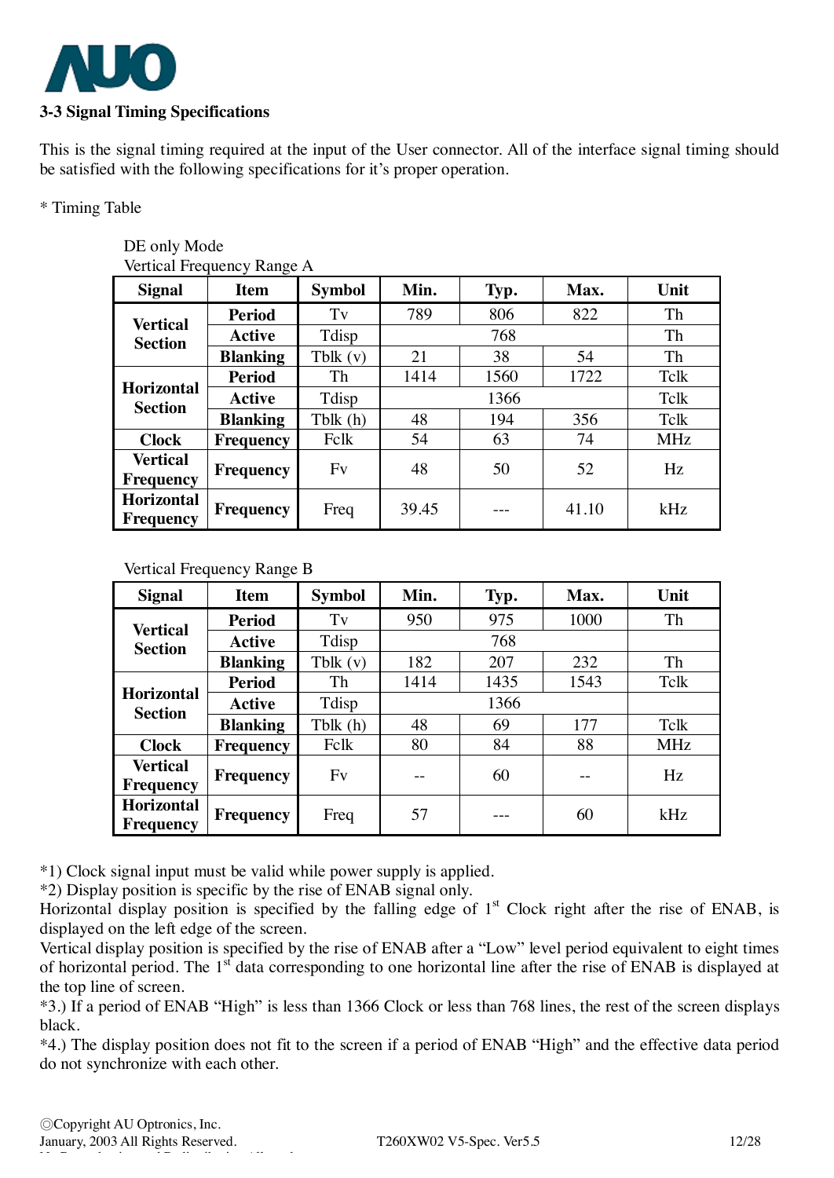### 3-3 Signal Timing Specifications

This is the signal timing required at the input of the User connector. All of the interface signal timing should be satisfied with the following specifications for it's proper operation.

* Timing Table

DE only Mode

Vertical Frequency Range A

| Signal | Item | Symbol | Min. | Typ. | Max. | Unit |
|---|---|---|---|---|---|---|
| Vertical Section | Period | Tv | 789 | 806 | 822 | Th |
| | Active | Tdisp | | 768 | | Th |
| | Blanking | Tblk (v) | 21 | 38 | 54 | Th |
| Horizontal Section | Period | Th | 1414 | 1560 | 1722 | Tclk |
| | Active | Tdisp | | 1366 | | Tclk |
| | Blanking | Tblk (h) | 48 | 194 | 356 | Tclk |
| Clock | Frequency | Fclk | 54 | 63 | 74 | MHz |
| Vertical Frequency | Frequency | Fv | 48 | 50 | 52 | Hz |
| Horizontal Frequency | Frequency | Freq | 39.45 | --- | 41.10 | kHz |

Vertical Frequency Range B

| Signal | Item | Symbol | Min. | Typ. | Max. | Unit |
|---|---|---|---|---|---|---|
| Vertical Section | Period | Tv | 950 | 975 | 1000 | Th |
| | Active | Tdisp | | 768 | | |
| | Blanking | Tblk (v) | 182 | 207 | 232 | Th |
| Horizontal Section | Period | Th | 1414 | 1435 | 1543 | Tclk |
| | Active | Tdisp | | 1366 | | |
| | Blanking | Tblk (h) | 48 | 69 | 177 | Tclk |
| Clock | Frequency | Fclk | 80 | 84 | 88 | MHz |
| Vertical Frequency | Frequency | Fv | -- | 60 | -- | Hz |
| Horizontal Frequency | Frequency | Freq | 57 | --- | 60 | kHz |

*1) Clock signal input must be valid while power supply is applied.

*2) Display position is specific by the rise of ENAB signal only.

Horizontal display position is specified by the falling edge of 1st Clock right after the rise of ENAB, is displayed on the left edge of the screen.

Vertical display position is specified by the rise of ENAB after a "Low" level period equivalent to eight times of horizontal period. The 1st data corresponding to one horizontal line after the rise of ENAB is displayed at the top line of screen.

*3.) If a period of ENAB "High" is less than 1366 Clock or less than 768 lines, the rest of the screen displays black.

*4.) The display position does not fit to the screen if a period of ENAB "High" and the effective data period do not synchronize with each other.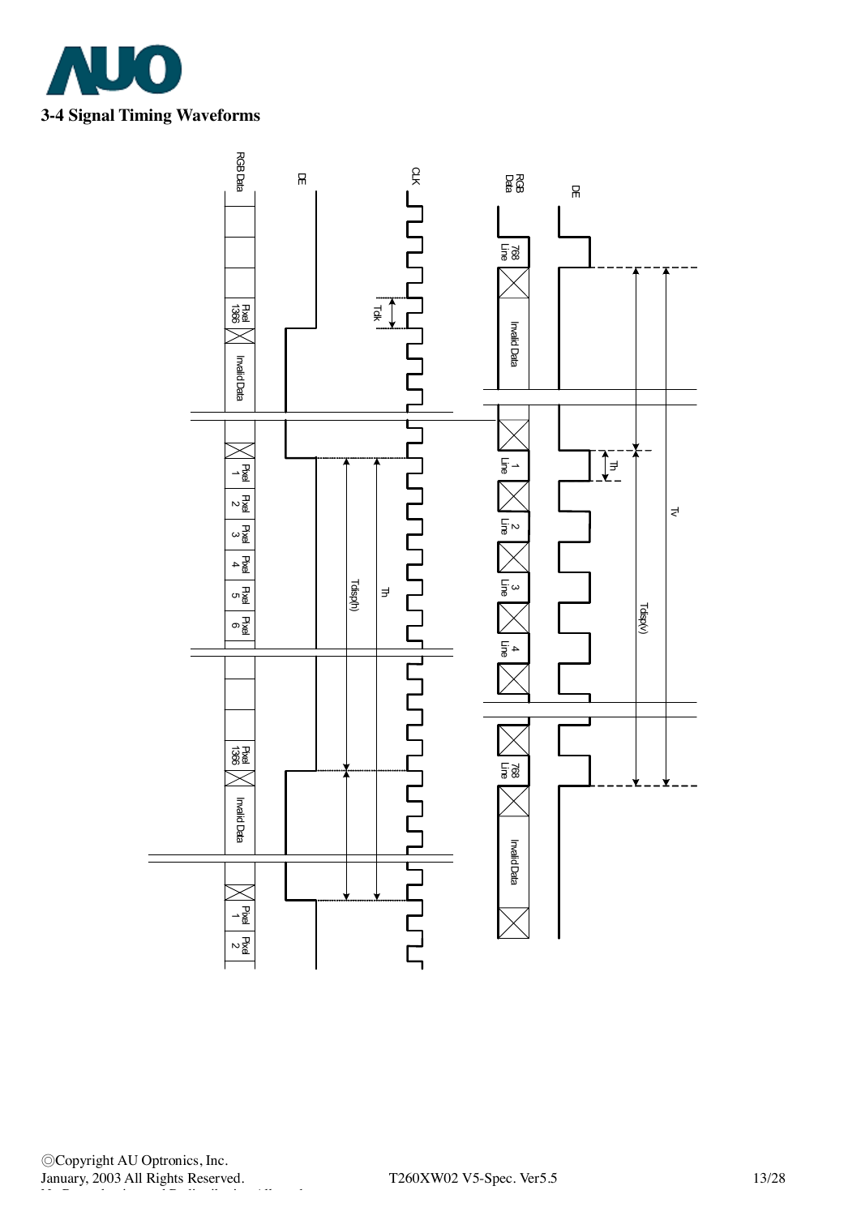## 3-4 Signal Timing Waveforms

RGB Data

DE

CLK

Tclk

Pixel 1366

Invalid Data

Pixel 1

Pixel 2

Pixel 3

Pixel 4

Pixel 5

Pixel 6

Tdisp(h)

Th

Pixel 1366

Invalid Data

Pixel 1

Pixel 2

RGB Data

DE

768 Line

Invalid Data

1 Line

2 Line

3 Line

4 Line

768 Line

Invalid Data

Th

Tv

Tdisp(v)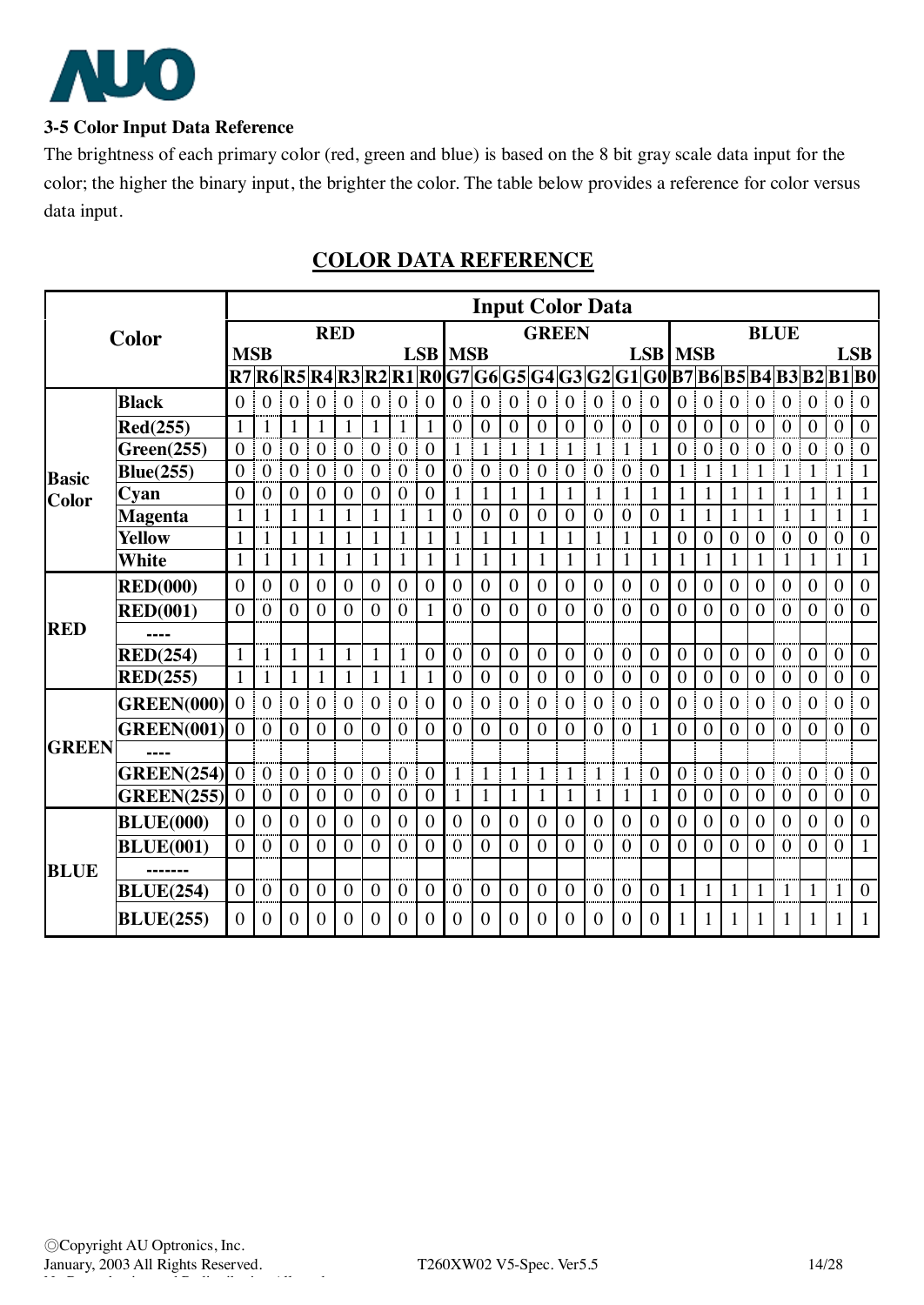### 3-5 Color Input Data Reference

The brightness of each primary color (red, green and blue) is based on the 8 bit gray scale data input for the color; the higher the binary input, the brighter the color. The table below provides a reference for color versus data input.

## COLOR DATA REFERENCE

| Color | | Input Color Data | | | | | | | | | | | | | | | | | | | | | | | |
|---|---|---|---|---|---|---|---|---|---|---|---|---|---|---|---|---|---|---|---|---|---|---|---|---|---|
| | | RED | | | | | | | | GREEN | | | | | | | | BLUE | | | | | | | |
| | | MSB | | | | | | | LSB | MSB | | | | | | | LSB | MSB | | | | | | | LSB |
| | | R7 | R6 | R5 | R4 | R3 | R2 | R1 | R0 | G7 | G6 | G5 | G4 | G3 | G2 | G1 | G0 | B7 | B6 | B5 | B4 | B3 | B2 | B1 | B0 |
| Basic Color | Black | 0 | 0 | 0 | 0 | 0 | 0 | 0 | 0 | 0 | 0 | 0 | 0 | 0 | 0 | 0 | 0 | 0 | 0 | 0 | 0 | 0 | 0 | 0 | 0 |
| | Red(255) | 1 | 1 | 1 | 1 | 1 | 1 | 1 | 1 | 0 | 0 | 0 | 0 | 0 | 0 | 0 | 0 | 0 | 0 | 0 | 0 | 0 | 0 | 0 | 0 |
| | Green(255) | 0 | 0 | 0 | 0 | 0 | 0 | 0 | 0 | 1 | 1 | 1 | 1 | 1 | 1 | 1 | 1 | 0 | 0 | 0 | 0 | 0 | 0 | 0 | 0 |
| | Blue(255) | 0 | 0 | 0 | 0 | 0 | 0 | 0 | 0 | 0 | 0 | 0 | 0 | 0 | 0 | 0 | 0 | 1 | 1 | 1 | 1 | 1 | 1 | 1 | 1 |
| | Cyan | 0 | 0 | 0 | 0 | 0 | 0 | 0 | 0 | 1 | 1 | 1 | 1 | 1 | 1 | 1 | 1 | 1 | 1 | 1 | 1 | 1 | 1 | 1 | 1 |
| | Magenta | 1 | 1 | 1 | 1 | 1 | 1 | 1 | 1 | 0 | 0 | 0 | 0 | 0 | 0 | 0 | 0 | 1 | 1 | 1 | 1 | 1 | 1 | 1 | 1 |
| | Yellow | 1 | 1 | 1 | 1 | 1 | 1 | 1 | 1 | 1 | 1 | 1 | 1 | 1 | 1 | 1 | 1 | 0 | 0 | 0 | 0 | 0 | 0 | 0 | 0 |
| | White | 1 | 1 | 1 | 1 | 1 | 1 | 1 | 1 | 1 | 1 | 1 | 1 | 1 | 1 | 1 | 1 | 1 | 1 | 1 | 1 | 1 | 1 | 1 | 1 |
| RED | RED(000) | 0 | 0 | 0 | 0 | 0 | 0 | 0 | 0 | 0 | 0 | 0 | 0 | 0 | 0 | 0 | 0 | 0 | 0 | 0 | 0 | 0 | 0 | 0 | 0 |
| | RED(001) | 0 | 0 | 0 | 0 | 0 | 0 | 0 | 1 | 0 | 0 | 0 | 0 | 0 | 0 | 0 | 0 | 0 | 0 | 0 | 0 | 0 | 0 | 0 | 0 |
| | ---- | | | | | | | | | | | | | | | | | | | | | | | | |
| | RED(254) | 1 | 1 | 1 | 1 | 1 | 1 | 1 | 0 | 0 | 0 | 0 | 0 | 0 | 0 | 0 | 0 | 0 | 0 | 0 | 0 | 0 | 0 | 0 | 0 |
| | RED(255) | 1 | 1 | 1 | 1 | 1 | 1 | 1 | 1 | 0 | 0 | 0 | 0 | 0 | 0 | 0 | 0 | 0 | 0 | 0 | 0 | 0 | 0 | 0 | 0 |
| GREEN | GREEN(000) | 0 | 0 | 0 | 0 | 0 | 0 | 0 | 0 | 0 | 0 | 0 | 0 | 0 | 0 | 0 | 0 | 0 | 0 | 0 | 0 | 0 | 0 | 0 | 0 |
| | GREEN(001) | 0 | 0 | 0 | 0 | 0 | 0 | 0 | 0 | 0 | 0 | 0 | 0 | 0 | 0 | 0 | 1 | 0 | 0 | 0 | 0 | 0 | 0 | 0 | 0 |
| | ---- | | | | | | | | | | | | | | | | | | | | | | | | |
| | GREEN(254) | 0 | 0 | 0 | 0 | 0 | 0 | 0 | 0 | 1 | 1 | 1 | 1 | 1 | 1 | 1 | 0 | 0 | 0 | 0 | 0 | 0 | 0 | 0 | 0 |
| | GREEN(255) | 0 | 0 | 0 | 0 | 0 | 0 | 0 | 0 | 1 | 1 | 1 | 1 | 1 | 1 | 1 | 1 | 0 | 0 | 0 | 0 | 0 | 0 | 0 | 0 |
| BLUE | BLUE(000) | 0 | 0 | 0 | 0 | 0 | 0 | 0 | 0 | 0 | 0 | 0 | 0 | 0 | 0 | 0 | 0 | 0 | 0 | 0 | 0 | 0 | 0 | 0 | 0 |
| | BLUE(001) | 0 | 0 | 0 | 0 | 0 | 0 | 0 | 0 | 0 | 0 | 0 | 0 | 0 | 0 | 0 | 0 | 0 | 0 | 0 | 0 | 0 | 0 | 0 | 1 |
| | ------- | | | | | | | | | | | | | | | | | | | | | | | | |
| | BLUE(254) | 0 | 0 | 0 | 0 | 0 | 0 | 0 | 0 | 0 | 0 | 0 | 0 | 0 | 0 | 0 | 0 | 1 | 1 | 1 | 1 | 1 | 1 | 1 | 0 |
| | BLUE(255) | 0 | 0 | 0 | 0 | 0 | 0 | 0 | 0 | 0 | 0 | 0 | 0 | 0 | 0 | 0 | 0 | 1 | 1 | 1 | 1 | 1 | 1 | 1 | 1 |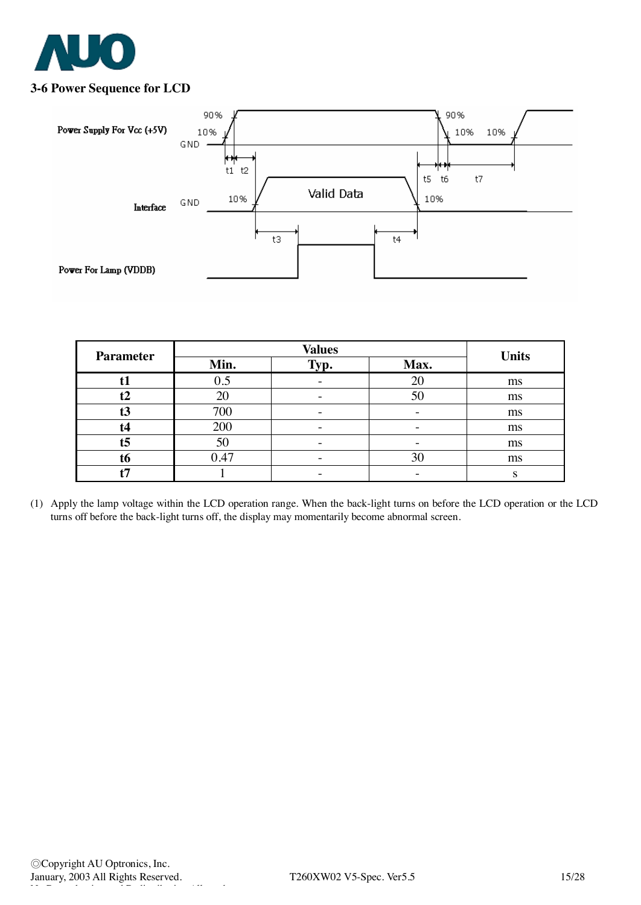### 3-6 Power Sequence for LCD

| Parameter | Values | | | Units |
|---|---|---|---|---|
| | Min. | Typ. | Max. | |
| t1 | 0.5 | - | 20 | ms |
| t2 | 20 | - | 50 | ms |
| t3 | 700 | - | - | ms |
| t4 | 200 | - | - | ms |
| t5 | 50 | - | - | ms |
| t6 | 0.47 | - | 30 | ms |
| t7 | 1 | - | - | s |

(1) Apply the lamp voltage within the LCD operation range. When the back-light turns on before the LCD operation or the LCD turns off before the back-light turns off, the display may momentarily become abnormal screen.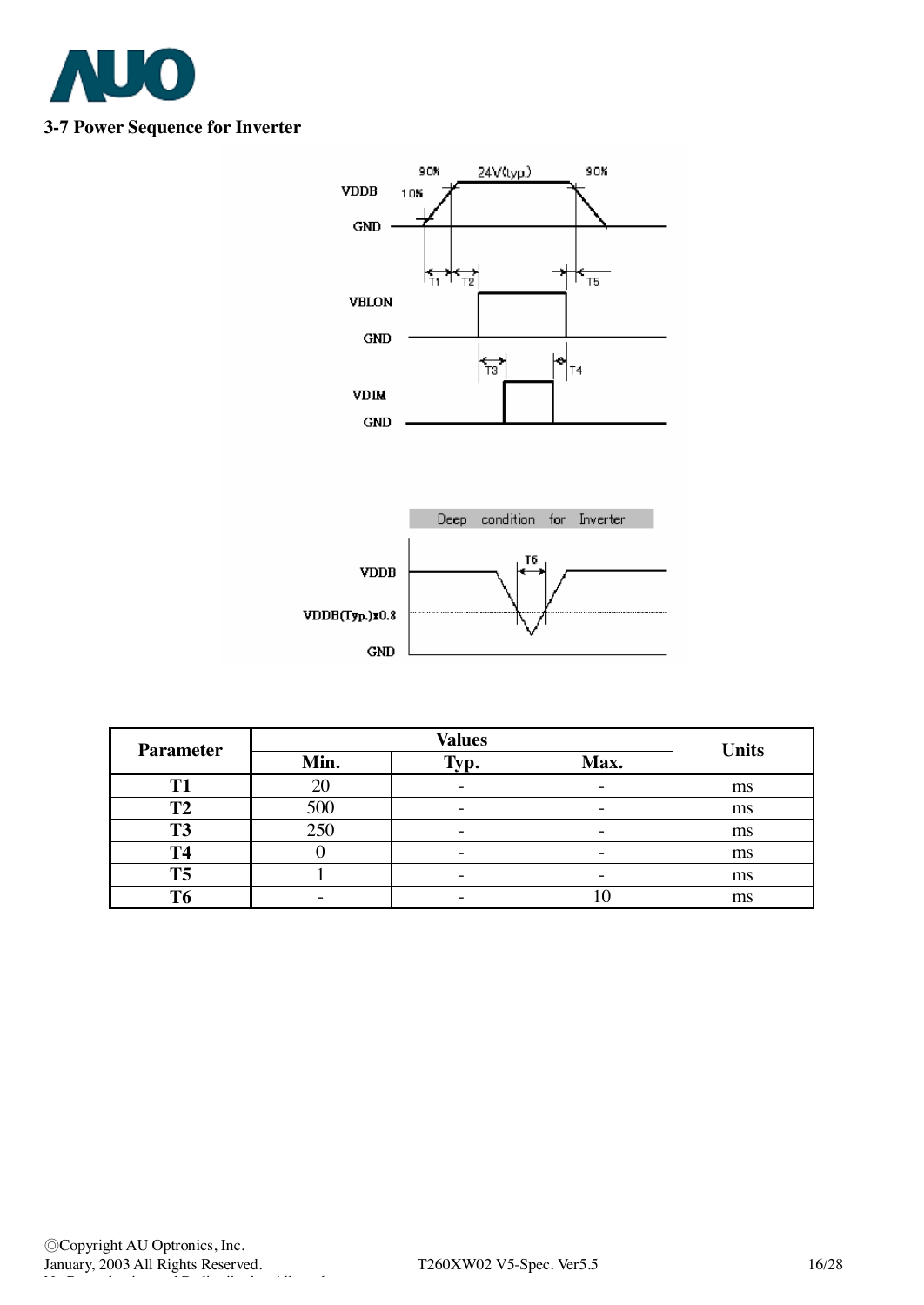### 3-7 Power Sequence for Inverter

| Parameter | Values | | | Units |
|---|---|---|---|---|
| | Min. | Typ. | Max. | |
| T1 | 20 | - | - | ms |
| T2 | 500 | - | - | ms |
| T3 | 250 | - | - | ms |
| T4 | 0 | - | - | ms |
| T5 | 1 | - | - | ms |
| T6 | - | - | 10 | ms |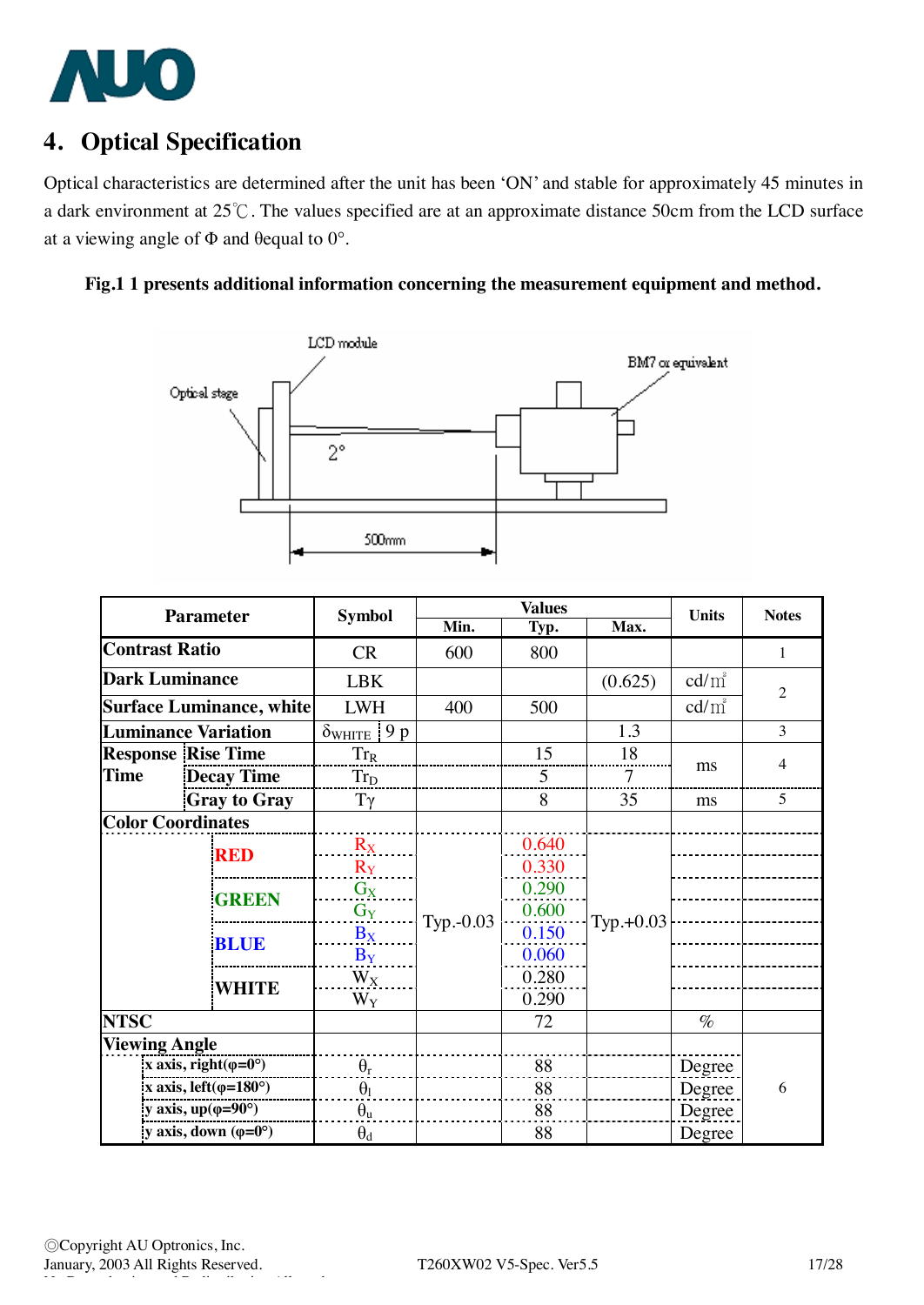## 4. Optical Specification

Optical characteristics are determined after the unit has been 'ON' and stable for approximately 45 minutes in a dark environment at 25℃. The values specified are at an approximate distance 50cm from the LCD surface at a viewing angle of Φ and θequal to 0°.

**Fig.1 1 presents additional information concerning the measurement equipment and method.**

| Parameter | | Symbol | Values | | | Units | Notes |
|---|---|---|---|---|---|---|---|
| | | | Min. | Typ. | Max. | | |
| Contrast Ratio | | CR | 600 | 800 | | | 1 |
| Dark Luminance | | LBK | | | (0.625) | cd/m² | 2 |
| Surface Luminance, white | | LWH | 400 | 500 | | cd/m² | 2 |
| Luminance Variation | | $\delta_{WHITE}$ 9 p | | | 1.3 | | 3 |
| Response Time | Rise Time | $Tr_R$ | | 15 | 18 | ms | 4 |
| | Decay Time | $Tr_D$ | | 5 | 7 | ms | 4 |
| | Gray to Gray | $T\gamma$ | | 8 | 35 | ms | 5 |
| Color Coordinates | | | | | | | |
| | RED | $R_X$ | Typ.-0.03 | 0.640 | Typ.+0.03 | | |
| | | $R_Y$ | | 0.330 | | | |
| | GREEN | $G_X$ | | 0.290 | | | |
| | | $G_Y$ | | 0.600 | | | |
| | BLUE | $B_X$ | | 0.150 | | | |
| | | $B_Y$ | | 0.060 | | | |
| | WHITE | $W_X$ | | 0.280 | | | |
| | | $W_Y$ | | 0.290 | | | |
| NTSC | | | | 72 | | % | |
| Viewing Angle | | | | | | | |
| | x axis, right(φ=0°) | $\theta_r$ | | 88 | | Degree | 6 |
| | x axis, left(φ=180°) | $\theta_l$ | | 88 | | Degree | 6 |
| | y axis, up(φ=90°) | $\theta_u$ | | 88 | | Degree | 6 |
| | y axis, down (φ=0°) | $\theta_d$ | | 88 | | Degree | 6 |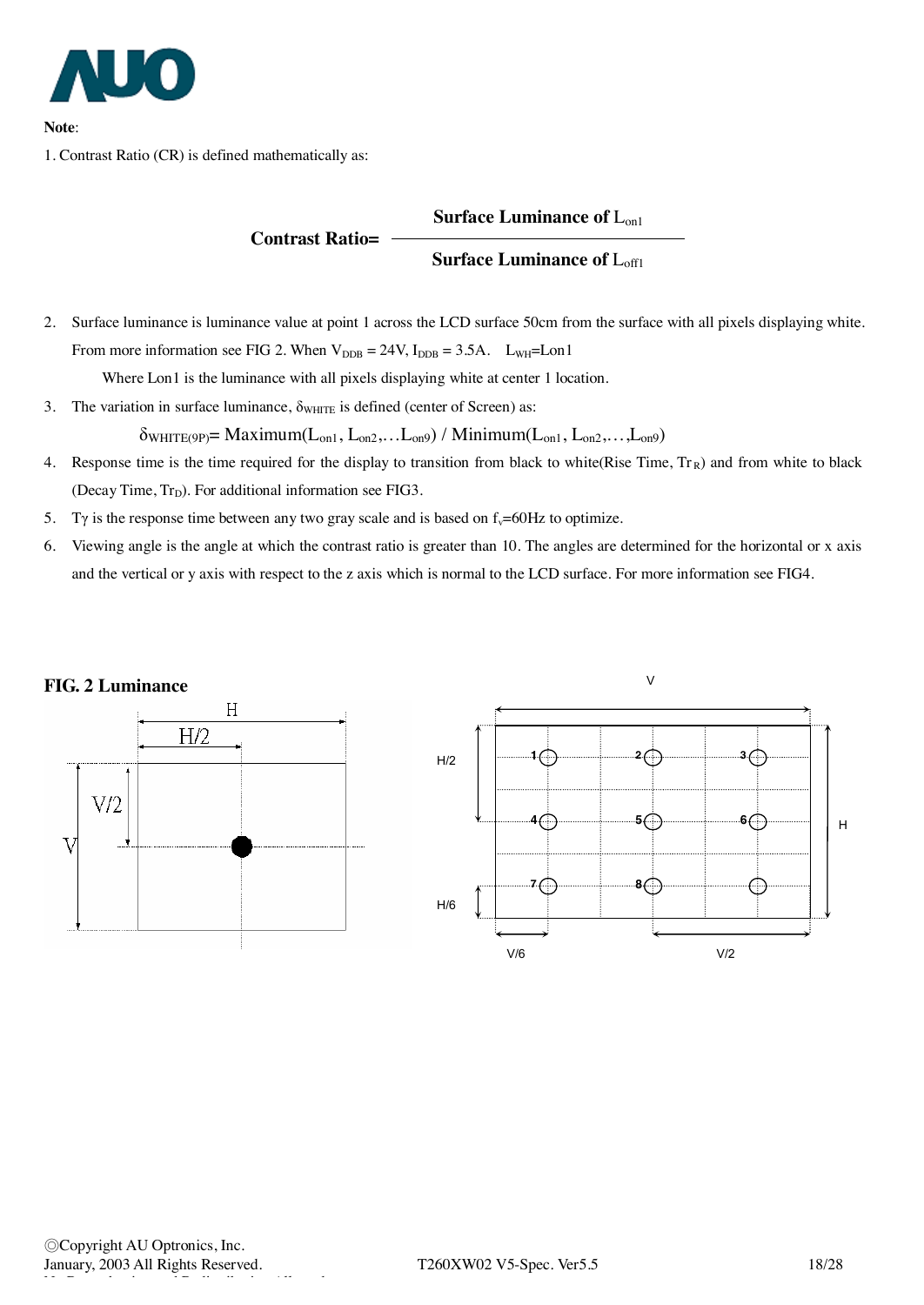**Note**:

1. Contrast Ratio (CR) is defined mathematically as:

$$\text{Contrast Ratio} = \frac{\text{Surface Luminance of } L_{on1}}{\text{Surface Luminance of } L_{off1}}$$

2. Surface luminance is luminance value at point 1 across the LCD surface 50cm from the surface with all pixels displaying white. From more information see FIG 2. When $V_{DDB}$ = 24V, $I_{DDB}$ = 3.5A. $L_{WH}$=Lon1

   Where Lon1 is the luminance with all pixels displaying white at center 1 location.

3. The variation in surface luminance, $\delta_{WHITE}$ is defined (center of Screen) as:

   $$\delta_{WHITE(9P)} = \text{Maximum}(L_{on1}, L_{on2}, \ldots L_{on9}) \,/\, \text{Minimum}(L_{on1}, L_{on2}, \ldots, L_{on9})$$

4. Response time is the time required for the display to transition from black to white(Rise Time, $Tr_R$) and from white to black (Decay Time, $Tr_D$). For additional information see FIG3.

5. $T\gamma$ is the response time between any two gray scale and is based on $f_v$=60Hz to optimize.

6. Viewing angle is the angle at which the contrast ratio is greater than 10. The angles are determined for the horizontal or x axis and the vertical or y axis with respect to the z axis which is normal to the LCD surface. For more information see FIG4.

**FIG. 2 Luminance**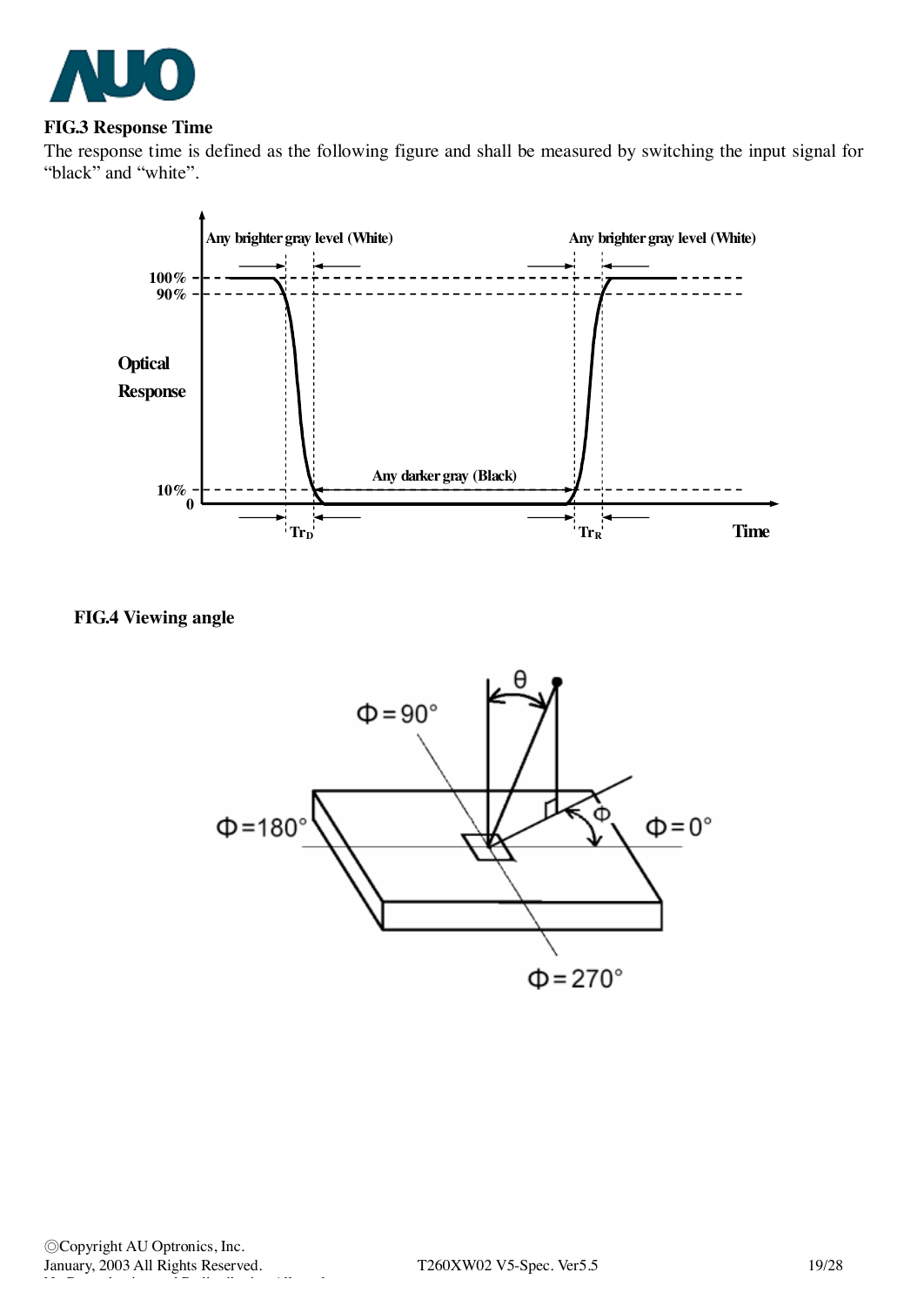**FIG.3 Response Time**

The response time is defined as the following figure and shall be measured by switching the input signal for "black" and "white".

**FIG.4 Viewing angle**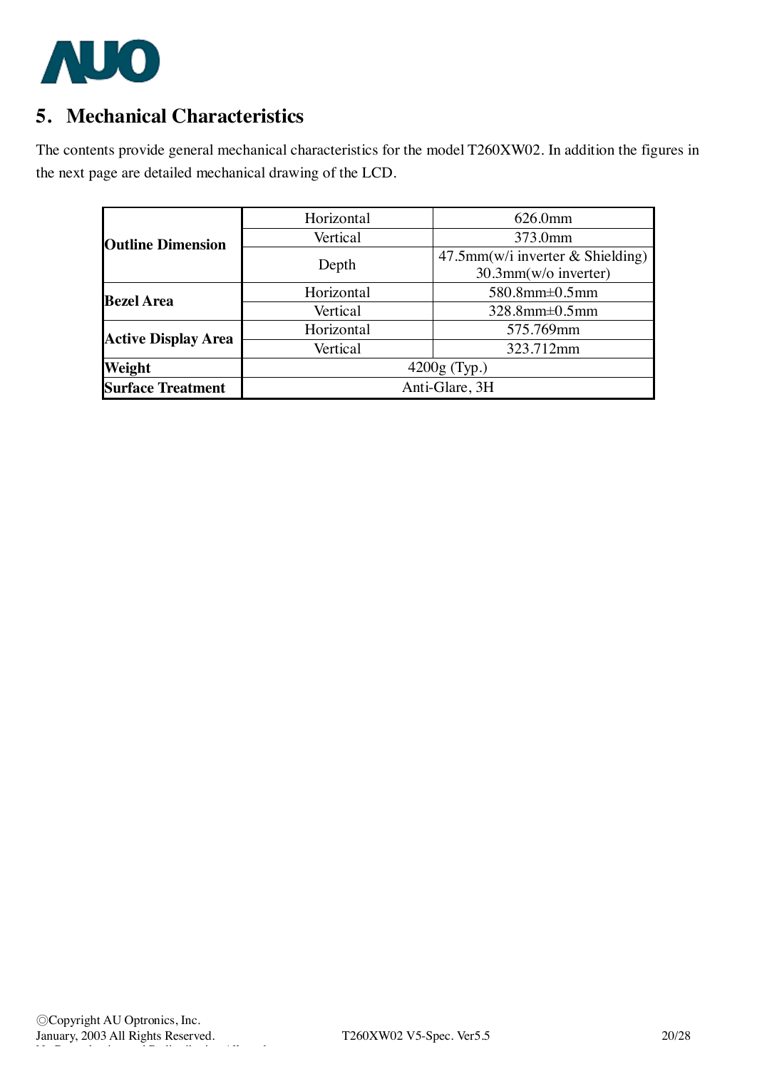## 5. Mechanical Characteristics

The contents provide general mechanical characteristics for the model T260XW02. In addition the figures in the next page are detailed mechanical drawing of the LCD.

| | | |
|---|---|---|
| **Outline Dimension** | Horizontal | 626.0mm |
| | Vertical | 373.0mm |
| | Depth | 47.5mm(w/i inverter & Shielding)<br>30.3mm(w/o inverter) |
| **Bezel Area** | Horizontal | 580.8mm±0.5mm |
| | Vertical | 328.8mm±0.5mm |
| **Active Display Area** | Horizontal | 575.769mm |
| | Vertical | 323.712mm |
| **Weight** | 4200g (Typ.) | |
| **Surface Treatment** | Anti-Glare, 3H | |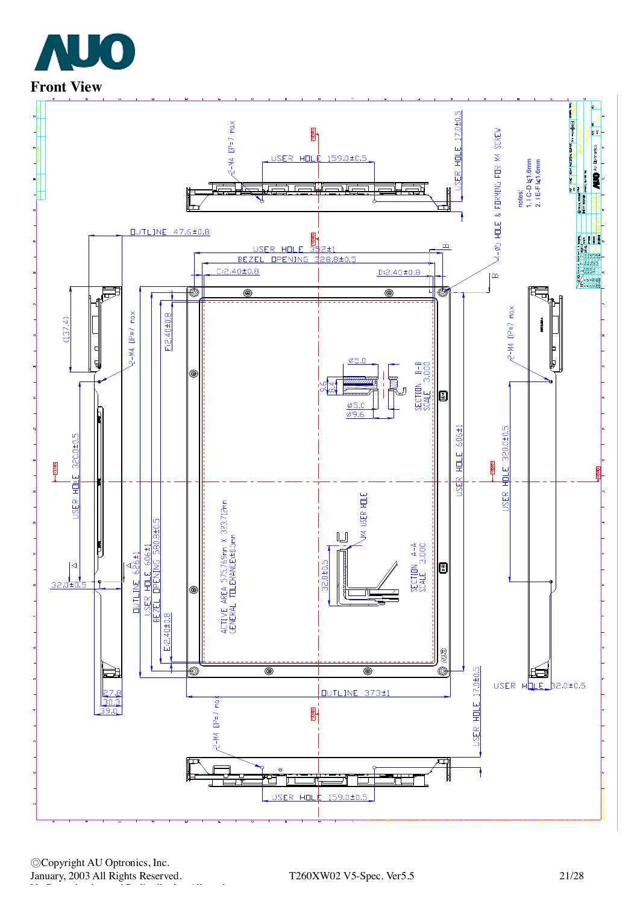## Front View

OUTLINE 47.6±0.8

USER HOLE 159.0±0.5

2-M4 DP=7 max

USER HOLE 17.0±0.5

4-Ø5 HOLE & FORMING FOR M4 SCREW

notes:
1. I C-D I≤1.6mm
2. I E-F I≤1.6mm

USER HOLE 352±1

BEZEL OPENING 328.8±0.5

C:2.40±0.8

D:2.40±0.8

(137.4)

2-M4 DP=7 max

F:2.40±0.8

Ø5.0

9.6

8.4

Ø5.0

Ø9.6

SECTION B-B SCALE 3.000

USER HOLE 606±1

USER HOLE 320.0±0.5

M4 USER HOLE

ACTIVE AREA 575.769mm X 323.712mm
GENERAL TOLERANCE:±0.5mm

32.0±0.5

SECTION A-A SCALE 3.000

OUTLINE 626±1

USER HOLE 606±1

BEZEL OPENING 580.8±0.5

E:2.40±0.8

32.0±0.5

27.8

30.3

39.0

OUTLINE 373±1

USER HOLE 17.0±0.5

2-M4 DP=7 max

USER HOLE 32.0±0.5

USER HOLE 159.0±0.5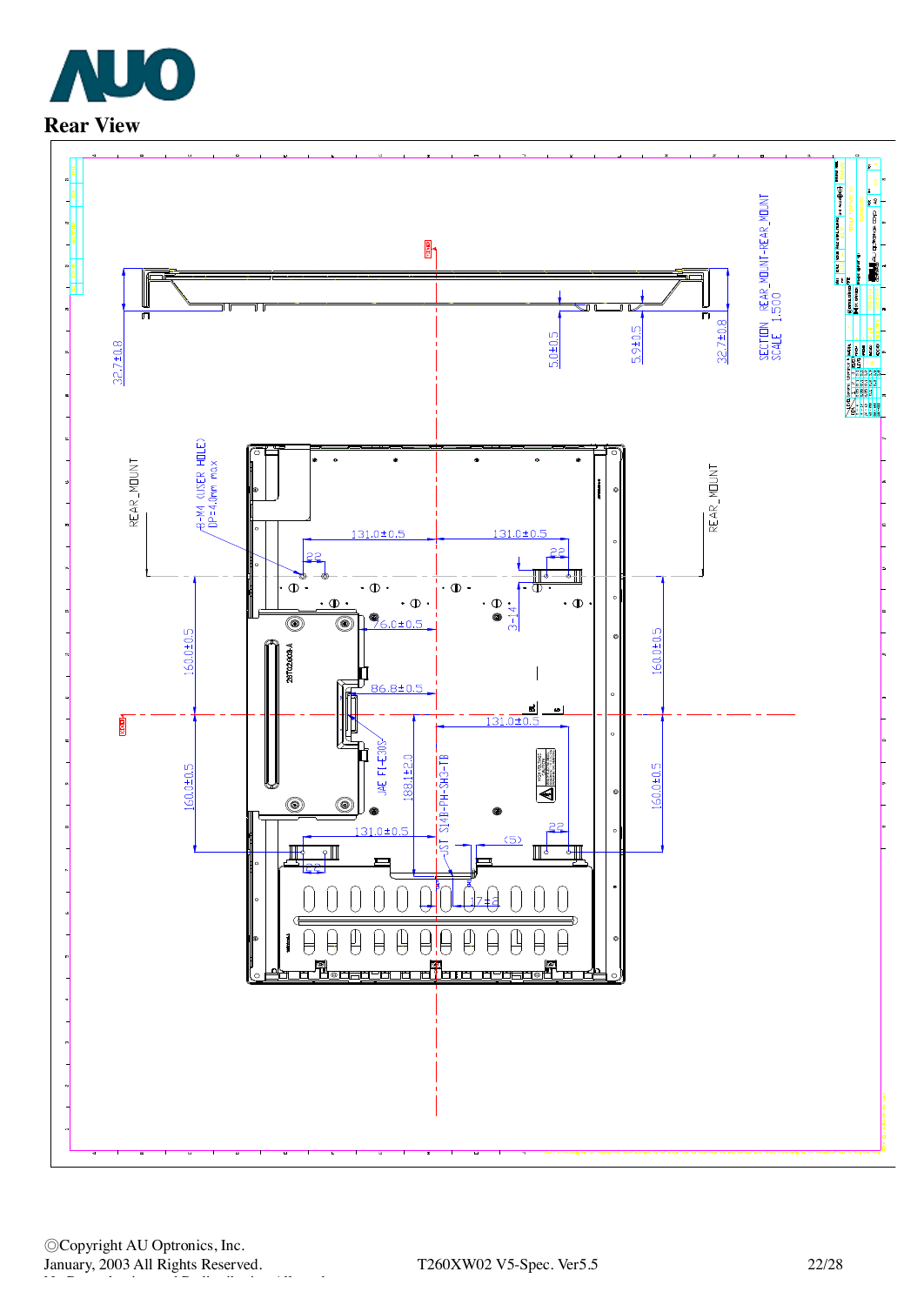## Rear View

SECTION REAR_MOUNT-REAR_MOUNT
SCALE 1.500

32.7±0.8

5.0±0.5

5.9±0.5

32.7±0.8

REAR_MOUNT

REAR_MOUNT

8-M4 (USER HOLE)
DP=4.0mm max

131.0±0.5

131.0±0.5

76.0±0.5

3-14

160.0±0.5

160.0±0.5

86.8±0.5

131.0±0.5

160.0±0.5

160.0±0.5

JAE FI-E30S

188.1±2.0

JST S14B-PH-SM3-TB

131.0±0.5

(5)

17±2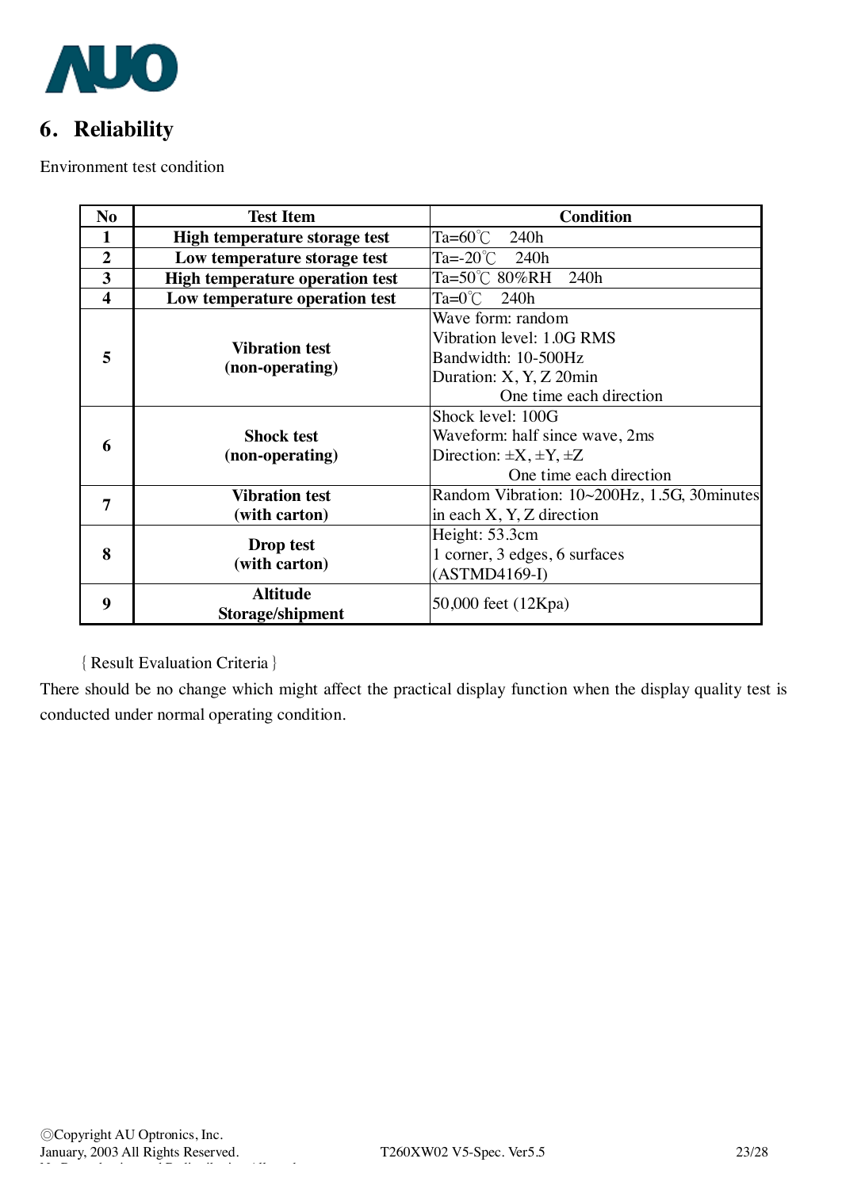# 6. Reliability

Environment test condition

| No | Test Item | Condition |
|---|---|---|
| 1 | **High temperature storage test** | Ta=60℃ 240h |
| 2 | **Low temperature storage test** | Ta=-20℃ 240h |
| 3 | **High temperature operation test** | Ta=50℃ 80%RH 240h |
| 4 | **Low temperature operation test** | Ta=0℃ 240h |
| 5 | **Vibration test (non-operating)** | Wave form: random<br>Vibration level: 1.0G RMS<br>Bandwidth: 10-500Hz<br>Duration: X, Y, Z 20min<br>One time each direction |
| 6 | **Shock test (non-operating)** | Shock level: 100G<br>Waveform: half since wave, 2ms<br>Direction: ±X, ±Y, ±Z<br>One time each direction |
| 7 | **Vibration test (with carton)** | Random Vibration: 10~200Hz, 1.5G, 30minutes in each X, Y, Z direction |
| 8 | **Drop test (with carton)** | Height: 53.3cm<br>1 corner, 3 edges, 6 surfaces<br>(ASTMD4169-I) |
| 9 | **Altitude Storage/shipment** | 50,000 feet (12Kpa) |

{Result Evaluation Criteria}

There should be no change which might affect the practical display function when the display quality test is conducted under normal operating condition.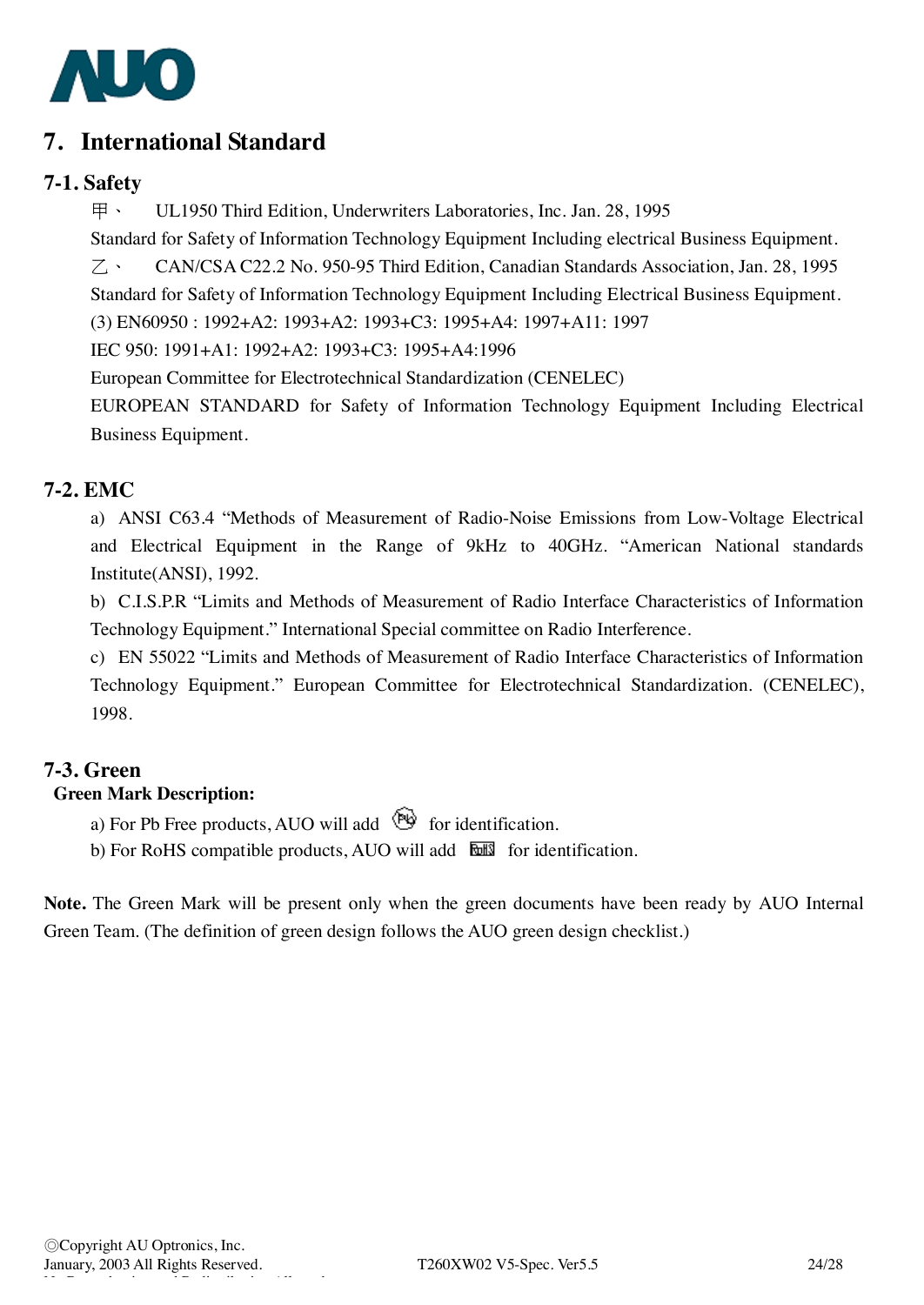# 7. International Standard

## 7-1. Safety

甲、 UL1950 Third Edition, Underwriters Laboratories, Inc. Jan. 28, 1995

Standard for Safety of Information Technology Equipment Including electrical Business Equipment.

乙、 CAN/CSA C22.2 No. 950-95 Third Edition, Canadian Standards Association, Jan. 28, 1995

Standard for Safety of Information Technology Equipment Including Electrical Business Equipment.

(3) EN60950 : 1992+A2: 1993+A2: 1993+C3: 1995+A4: 1997+A11: 1997

IEC 950: 1991+A1: 1992+A2: 1993+C3: 1995+A4:1996

European Committee for Electrotechnical Standardization (CENELEC)

EUROPEAN STANDARD for Safety of Information Technology Equipment Including Electrical Business Equipment.

## 7-2. EMC

a) ANSI C63.4 "Methods of Measurement of Radio-Noise Emissions from Low-Voltage Electrical and Electrical Equipment in the Range of 9kHz to 40GHz. "American National standards Institute(ANSI), 1992.

b) C.I.S.P.R "Limits and Methods of Measurement of Radio Interface Characteristics of Information Technology Equipment." International Special committee on Radio Interference.

c) EN 55022 "Limits and Methods of Measurement of Radio Interface Characteristics of Information Technology Equipment." European Committee for Electrotechnical Standardization. (CENELEC), 1998.

## 7-3. Green

**Green Mark Description:**

a) For Pb Free products, AUO will add  for identification.

b) For RoHS compatible products, AUO will add  for identification.

**Note.** The Green Mark will be present only when the green documents have been ready by AUO Internal Green Team. (The definition of green design follows the AUO green design checklist.)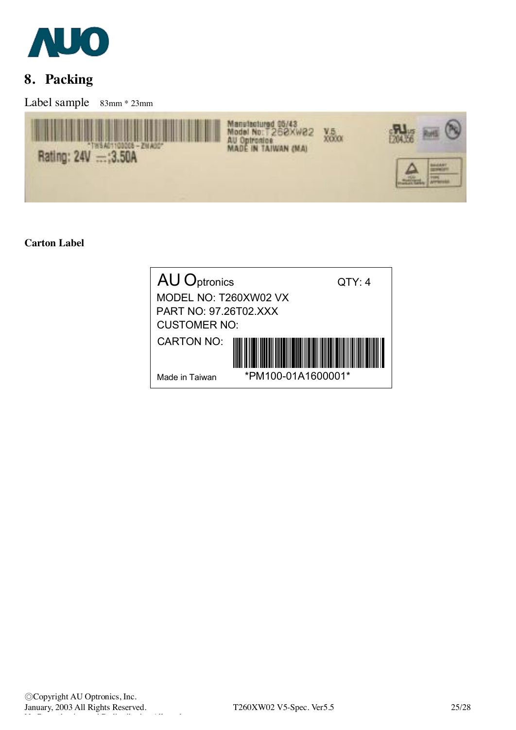## 8. Packing

Label sample 83mm * 23mm

\*TW5A01100005 – ZWA00\*

Rating: 24V ⎓ 3.50A

Manufactured 05/43
Model No: T260XW02 V.5
AU Optronics XXXXX
MADE IN TAIWAN (MA)

E204356

**Carton Label**

AU Optronics QTY: 4

MODEL NO: T260XW02 VX

PART NO: 97.26T02.XXX

CUSTOMER NO:

CARTON NO:

Made in Taiwan \*PM100-01A1600001\*

©Copyright AU Optronics, Inc.
January, 2003 All Rights Reserved. T260XW02 V5-Spec. Ver5.5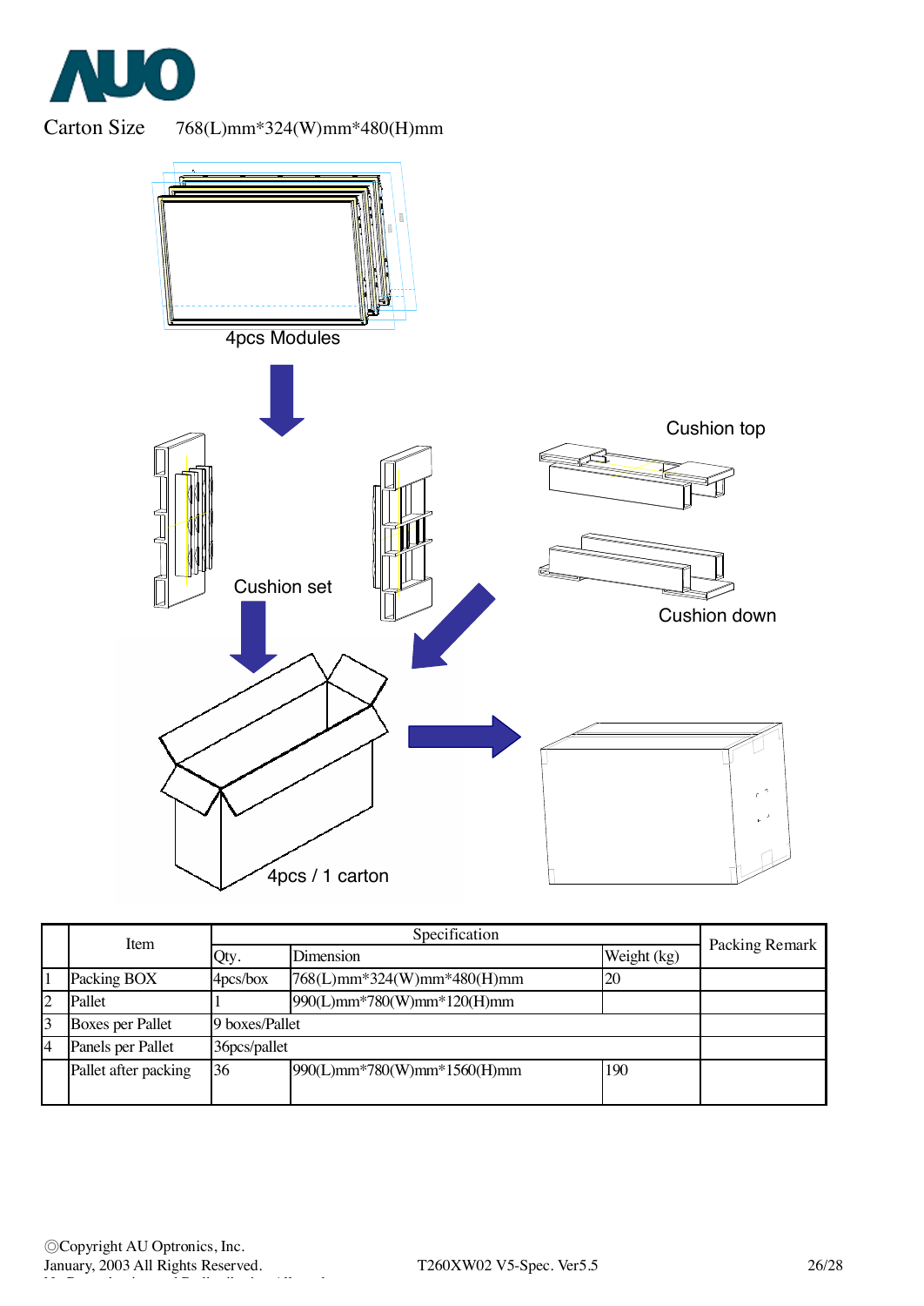Carton Size 768(L)mm*324(W)mm*480(H)mm

4pcs Modules

Cushion set

Cushion top

Cushion down

4pcs / 1 carton

| | Item | Specification | | | Packing Remark |
|---|---|---|---|---|---|
| | | Qty. | Dimension | Weight (kg) | |
| 1 | Packing BOX | 4pcs/box | 768(L)mm*324(W)mm*480(H)mm | 20 | |
| 2 | Pallet | 1 | 990(L)mm*780(W)mm*120(H)mm | | |
| 3 | Boxes per Pallet | 9 boxes/Pallet | | | |
| 4 | Panels per Pallet | 36pcs/pallet | | | |
| | Pallet after packing | 36 | 990(L)mm*780(W)mm*1560(H)mm | 190 | |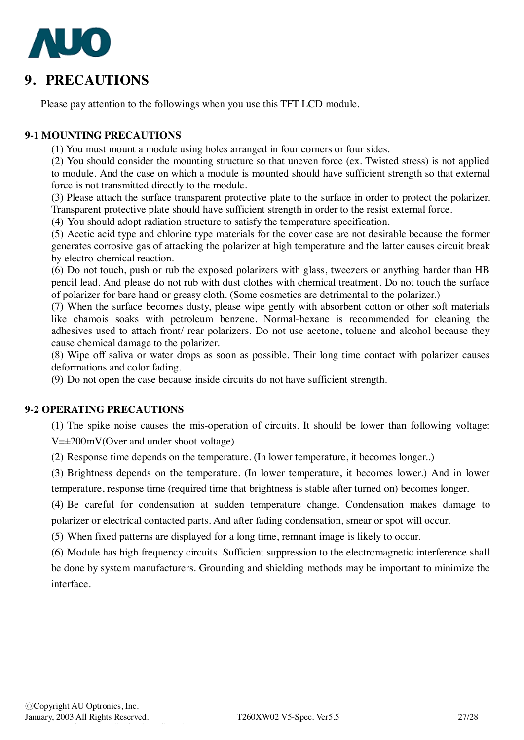# 9. PRECAUTIONS

Please pay attention to the followings when you use this TFT LCD module.

## 9-1 MOUNTING PRECAUTIONS

(1) You must mount a module using holes arranged in four corners or four sides.

(2) You should consider the mounting structure so that uneven force (ex. Twisted stress) is not applied to module. And the case on which a module is mounted should have sufficient strength so that external force is not transmitted directly to the module.

(3) Please attach the surface transparent protective plate to the surface in order to protect the polarizer. Transparent protective plate should have sufficient strength in order to the resist external force.

(4) You should adopt radiation structure to satisfy the temperature specification.

(5) Acetic acid type and chlorine type materials for the cover case are not desirable because the former generates corrosive gas of attacking the polarizer at high temperature and the latter causes circuit break by electro-chemical reaction.

(6) Do not touch, push or rub the exposed polarizers with glass, tweezers or anything harder than HB pencil lead. And please do not rub with dust clothes with chemical treatment. Do not touch the surface of polarizer for bare hand or greasy cloth. (Some cosmetics are detrimental to the polarizer.)

(7) When the surface becomes dusty, please wipe gently with absorbent cotton or other soft materials like chamois soaks with petroleum benzene. Normal-hexane is recommended for cleaning the adhesives used to attach front/ rear polarizers. Do not use acetone, toluene and alcohol because they cause chemical damage to the polarizer.

(8) Wipe off saliva or water drops as soon as possible. Their long time contact with polarizer causes deformations and color fading.

(9) Do not open the case because inside circuits do not have sufficient strength.

## 9-2 OPERATING PRECAUTIONS

(1) The spike noise causes the mis-operation of circuits. It should be lower than following voltage: V=±200mV(Over and under shoot voltage)

(2) Response time depends on the temperature. (In lower temperature, it becomes longer..)

(3) Brightness depends on the temperature. (In lower temperature, it becomes lower.) And in lower temperature, response time (required time that brightness is stable after turned on) becomes longer.

(4) Be careful for condensation at sudden temperature change. Condensation makes damage to polarizer or electrical contacted parts. And after fading condensation, smear or spot will occur.

(5) When fixed patterns are displayed for a long time, remnant image is likely to occur.

(6) Module has high frequency circuits. Sufficient suppression to the electromagnetic interference shall be done by system manufacturers. Grounding and shielding methods may be important to minimize the interface.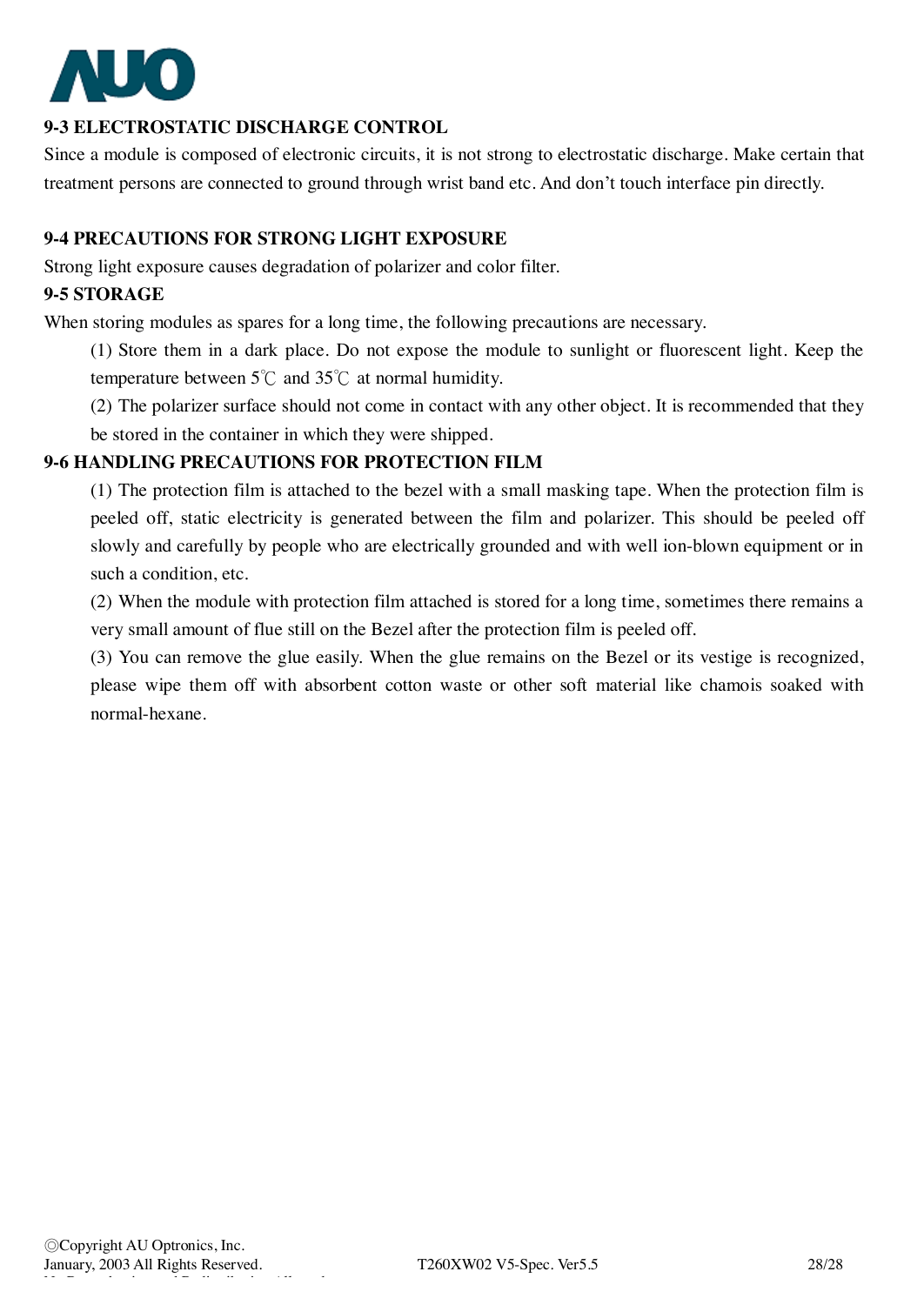### 9-3 ELECTROSTATIC DISCHARGE CONTROL

Since a module is composed of electronic circuits, it is not strong to electrostatic discharge. Make certain that treatment persons are connected to ground through wrist band etc. And don't touch interface pin directly.

### 9-4 PRECAUTIONS FOR STRONG LIGHT EXPOSURE

Strong light exposure causes degradation of polarizer and color filter.

### 9-5 STORAGE

When storing modules as spares for a long time, the following precautions are necessary.

(1) Store them in a dark place. Do not expose the module to sunlight or fluorescent light. Keep the temperature between 5℃ and 35℃ at normal humidity.

(2) The polarizer surface should not come in contact with any other object. It is recommended that they be stored in the container in which they were shipped.

### 9-6 HANDLING PRECAUTIONS FOR PROTECTION FILM

(1) The protection film is attached to the bezel with a small masking tape. When the protection film is peeled off, static electricity is generated between the film and polarizer. This should be peeled off slowly and carefully by people who are electrically grounded and with well ion-blown equipment or in such a condition, etc.

(2) When the module with protection film attached is stored for a long time, sometimes there remains a very small amount of flue still on the Bezel after the protection film is peeled off.

(3) You can remove the glue easily. When the glue remains on the Bezel or its vestige is recognized, please wipe them off with absorbent cotton waste or other soft material like chamois soaked with normal-hexane.